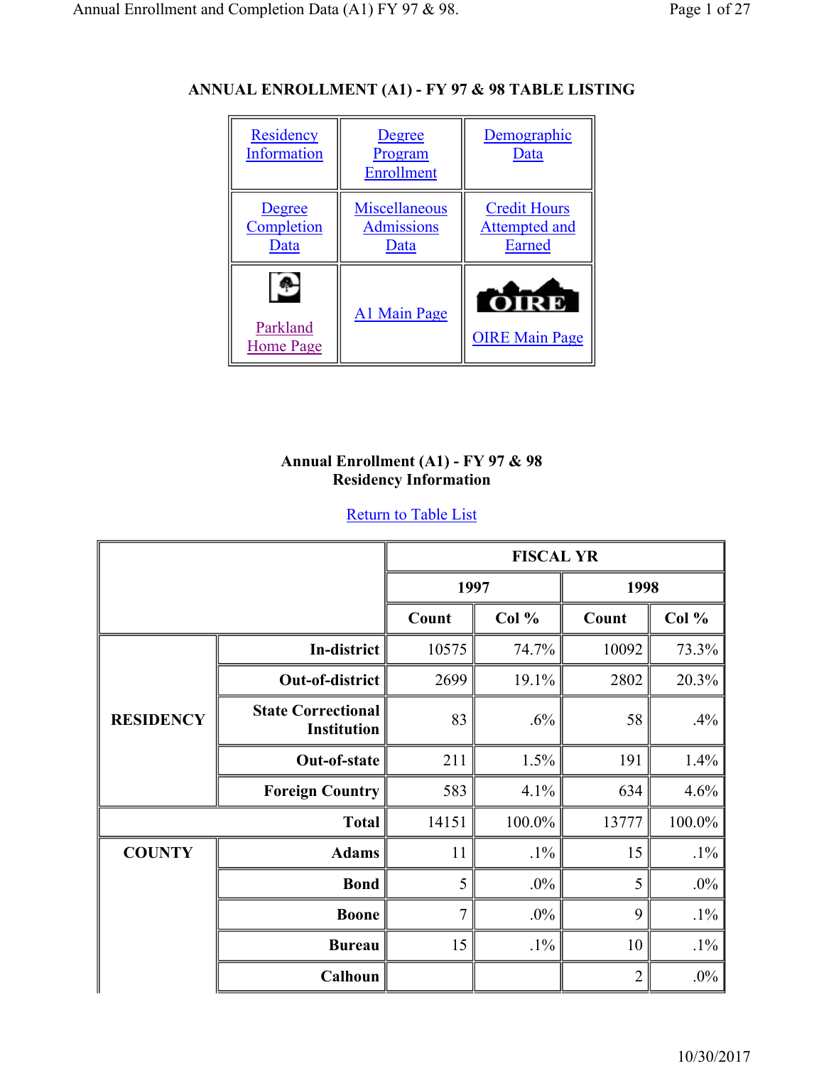## ANNUAL ENROLLMENT (A1) - FY 97 & 98 TABLE LISTING

| Residency Information | Degree Program Enrollment | Demographic Data |
|---|---|---|
| Degree Completion Data | Miscellaneous Admissions Data | Credit Hours Attempted and Earned |
| Parkland Home Page | A1 Main Page | OIRE Main Page |

### Annual Enrollment (A1) - FY 97 & 98
### Residency Information

Return to Table List

| | | FISCAL YR | | | |
|---|---|---|---|---|---|
| | | 1997 | | 1998 | |
| | | Count | Col % | Count | Col % |
| **RESIDENCY** | **In-district** | 10575 | 74.7% | 10092 | 73.3% |
| | **Out-of-district** | 2699 | 19.1% | 2802 | 20.3% |
| | **State Correctional Institution** | 83 | .6% | 58 | .4% |
| | **Out-of-state** | 211 | 1.5% | 191 | 1.4% |
| | **Foreign Country** | 583 | 4.1% | 634 | 4.6% |
| **Total** | | 14151 | 100.0% | 13777 | 100.0% |
| **COUNTY** | **Adams** | 11 | .1% | 15 | .1% |
| | **Bond** | 5 | .0% | 5 | .0% |
| | **Boone** | 7 | .0% | 9 | .1% |
| | **Bureau** | 15 | .1% | 10 | .1% |
| | **Calhoun** | | | 2 | .0% |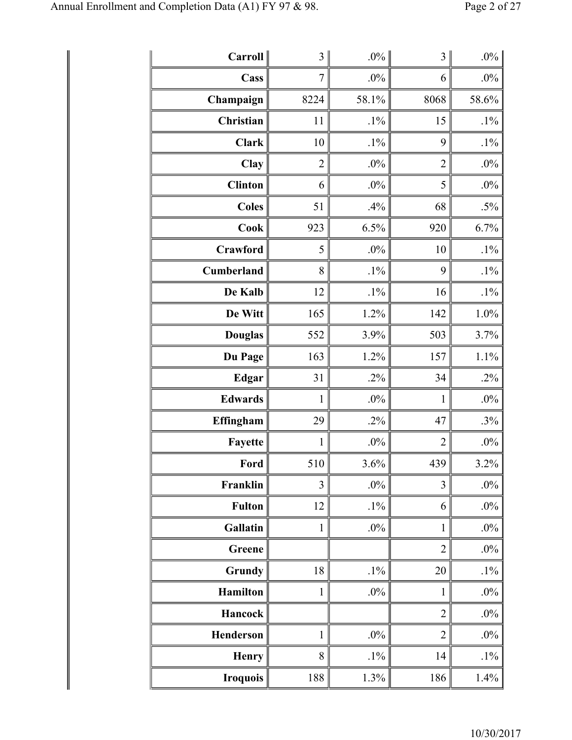| | | | | |
|---|---|---|---|---|
| **Carroll** | 3 | .0% | 3 | .0% |
| **Cass** | 7 | .0% | 6 | .0% |
| **Champaign** | 8224 | 58.1% | 8068 | 58.6% |
| **Christian** | 11 | .1% | 15 | .1% |
| **Clark** | 10 | .1% | 9 | .1% |
| **Clay** | 2 | .0% | 2 | .0% |
| **Clinton** | 6 | .0% | 5 | .0% |
| **Coles** | 51 | .4% | 68 | .5% |
| **Cook** | 923 | 6.5% | 920 | 6.7% |
| **Crawford** | 5 | .0% | 10 | .1% |
| **Cumberland** | 8 | .1% | 9 | .1% |
| **De Kalb** | 12 | .1% | 16 | .1% |
| **De Witt** | 165 | 1.2% | 142 | 1.0% |
| **Douglas** | 552 | 3.9% | 503 | 3.7% |
| **Du Page** | 163 | 1.2% | 157 | 1.1% |
| **Edgar** | 31 | .2% | 34 | .2% |
| **Edwards** | 1 | .0% | 1 | .0% |
| **Effingham** | 29 | .2% | 47 | .3% |
| **Fayette** | 1 | .0% | 2 | .0% |
| **Ford** | 510 | 3.6% | 439 | 3.2% |
| **Franklin** | 3 | .0% | 3 | .0% |
| **Fulton** | 12 | .1% | 6 | .0% |
| **Gallatin** | 1 | .0% | 1 | .0% |
| **Greene** | | | 2 | .0% |
| **Grundy** | 18 | .1% | 20 | .1% |
| **Hamilton** | 1 | .0% | 1 | .0% |
| **Hancock** | | | 2 | .0% |
| **Henderson** | 1 | .0% | 2 | .0% |
| **Henry** | 8 | .1% | 14 | .1% |
| **Iroquois** | 188 | 1.3% | 186 | 1.4% |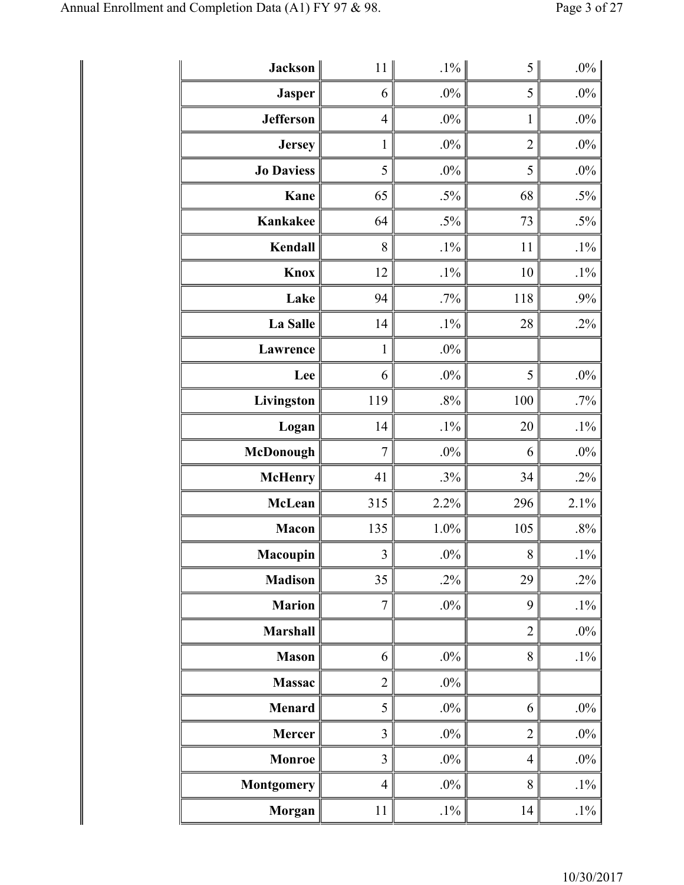| | | | | |
|---|---|---|---|---|
| **Jackson** | 11 | .1% | 5 | .0% |
| **Jasper** | 6 | .0% | 5 | .0% |
| **Jefferson** | 4 | .0% | 1 | .0% |
| **Jersey** | 1 | .0% | 2 | .0% |
| **Jo Daviess** | 5 | .0% | 5 | .0% |
| **Kane** | 65 | .5% | 68 | .5% |
| **Kankakee** | 64 | .5% | 73 | .5% |
| **Kendall** | 8 | .1% | 11 | .1% |
| **Knox** | 12 | .1% | 10 | .1% |
| **Lake** | 94 | .7% | 118 | .9% |
| **La Salle** | 14 | .1% | 28 | .2% |
| **Lawrence** | 1 | .0% | | |
| **Lee** | 6 | .0% | 5 | .0% |
| **Livingston** | 119 | .8% | 100 | .7% |
| **Logan** | 14 | .1% | 20 | .1% |
| **McDonough** | 7 | .0% | 6 | .0% |
| **McHenry** | 41 | .3% | 34 | .2% |
| **McLean** | 315 | 2.2% | 296 | 2.1% |
| **Macon** | 135 | 1.0% | 105 | .8% |
| **Macoupin** | 3 | .0% | 8 | .1% |
| **Madison** | 35 | .2% | 29 | .2% |
| **Marion** | 7 | .0% | 9 | .1% |
| **Marshall** | | | 2 | .0% |
| **Mason** | 6 | .0% | 8 | .1% |
| **Massac** | 2 | .0% | | |
| **Menard** | 5 | .0% | 6 | .0% |
| **Mercer** | 3 | .0% | 2 | .0% |
| **Monroe** | 3 | .0% | 4 | .0% |
| **Montgomery** | 4 | .0% | 8 | .1% |
| **Morgan** | 11 | .1% | 14 | .1% |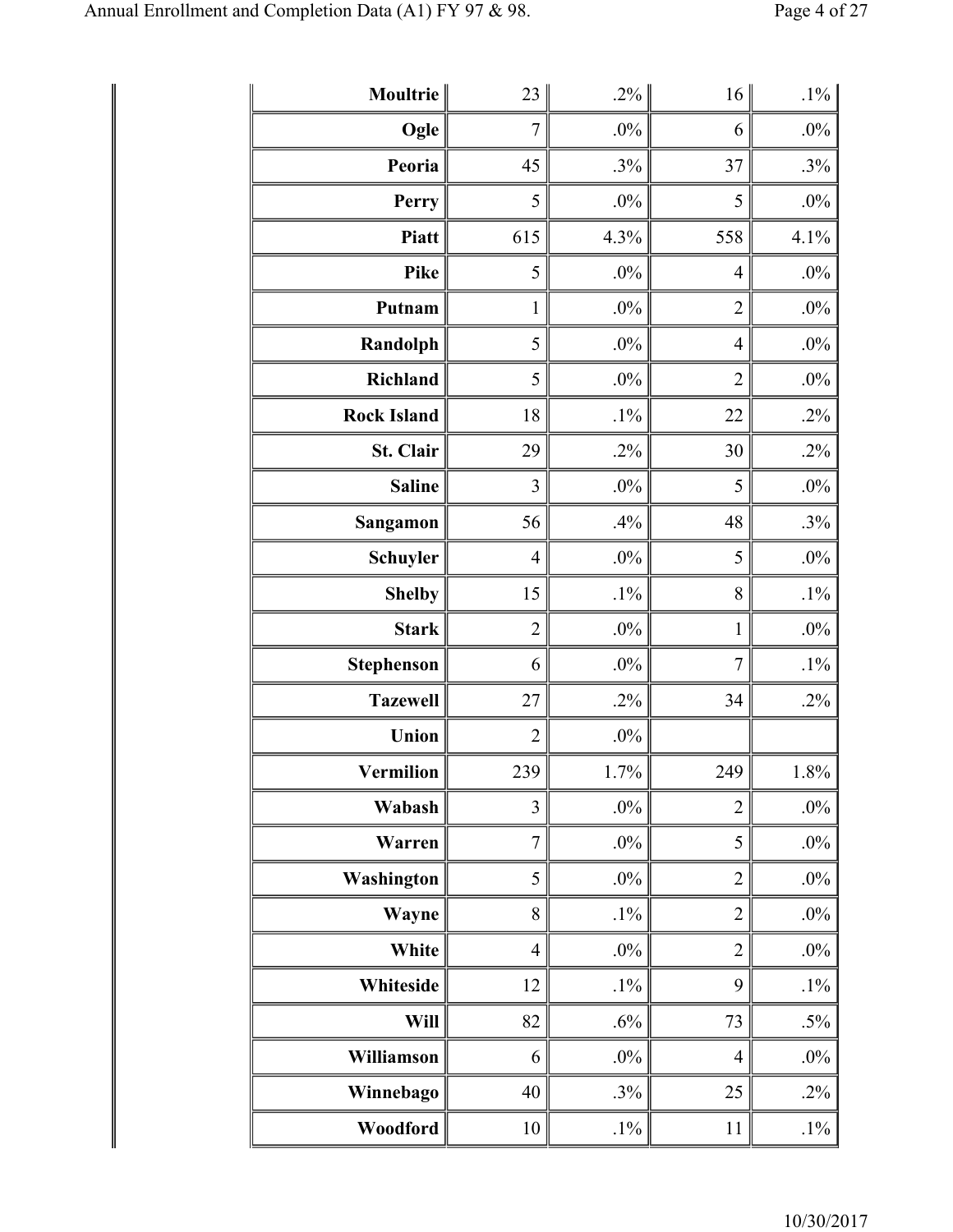| | | | | |
|---|---|---|---|---|
| **Moultrie** | 23 | .2% | 16 | .1% |
| **Ogle** | 7 | .0% | 6 | .0% |
| **Peoria** | 45 | .3% | 37 | .3% |
| **Perry** | 5 | .0% | 5 | .0% |
| **Piatt** | 615 | 4.3% | 558 | 4.1% |
| **Pike** | 5 | .0% | 4 | .0% |
| **Putnam** | 1 | .0% | 2 | .0% |
| **Randolph** | 5 | .0% | 4 | .0% |
| **Richland** | 5 | .0% | 2 | .0% |
| **Rock Island** | 18 | .1% | 22 | .2% |
| **St. Clair** | 29 | .2% | 30 | .2% |
| **Saline** | 3 | .0% | 5 | .0% |
| **Sangamon** | 56 | .4% | 48 | .3% |
| **Schuyler** | 4 | .0% | 5 | .0% |
| **Shelby** | 15 | .1% | 8 | .1% |
| **Stark** | 2 | .0% | 1 | .0% |
| **Stephenson** | 6 | .0% | 7 | .1% |
| **Tazewell** | 27 | .2% | 34 | .2% |
| **Union** | 2 | .0% | | |
| **Vermilion** | 239 | 1.7% | 249 | 1.8% |
| **Wabash** | 3 | .0% | 2 | .0% |
| **Warren** | 7 | .0% | 5 | .0% |
| **Washington** | 5 | .0% | 2 | .0% |
| **Wayne** | 8 | .1% | 2 | .0% |
| **White** | 4 | .0% | 2 | .0% |
| **Whiteside** | 12 | .1% | 9 | .1% |
| **Will** | 82 | .6% | 73 | .5% |
| **Williamson** | 6 | .0% | 4 | .0% |
| **Winnebago** | 40 | .3% | 25 | .2% |
| **Woodford** | 10 | .1% | 11 | .1% |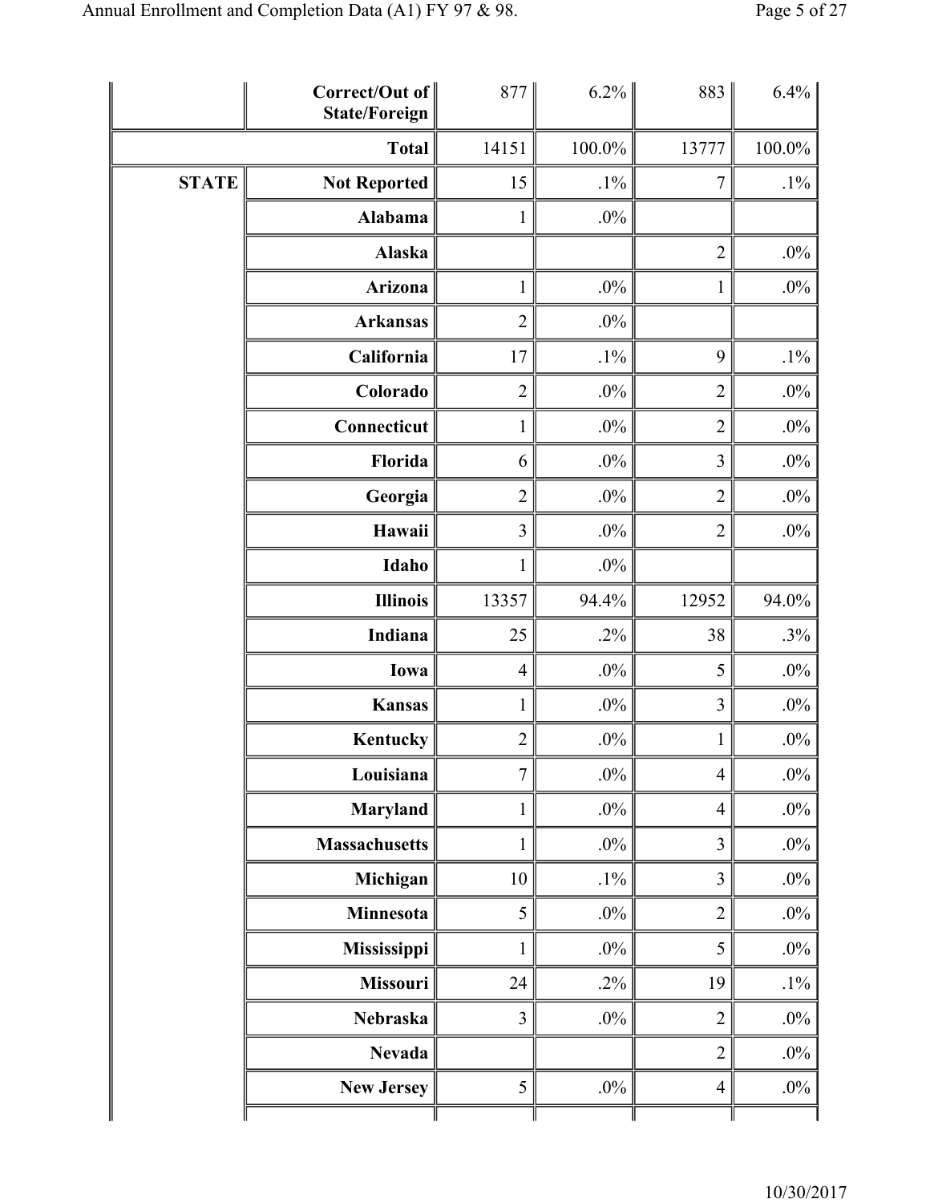| | | | | | |
|---|---|---|---|---|---|
| | Correct/Out of State/Foreign | 877 | 6.2% | 883 | 6.4% |
| Total | | 14151 | 100.0% | 13777 | 100.0% |
| STATE | Not Reported | 15 | .1% | 7 | .1% |
| | Alabama | 1 | .0% | | |
| | Alaska | | | 2 | .0% |
| | Arizona | 1 | .0% | 1 | .0% |
| | Arkansas | 2 | .0% | | |
| | California | 17 | .1% | 9 | .1% |
| | Colorado | 2 | .0% | 2 | .0% |
| | Connecticut | 1 | .0% | 2 | .0% |
| | Florida | 6 | .0% | 3 | .0% |
| | Georgia | 2 | .0% | 2 | .0% |
| | Hawaii | 3 | .0% | 2 | .0% |
| | Idaho | 1 | .0% | | |
| | Illinois | 13357 | 94.4% | 12952 | 94.0% |
| | Indiana | 25 | .2% | 38 | .3% |
| | Iowa | 4 | .0% | 5 | .0% |
| | Kansas | 1 | .0% | 3 | .0% |
| | Kentucky | 2 | .0% | 1 | .0% |
| | Louisiana | 7 | .0% | 4 | .0% |
| | Maryland | 1 | .0% | 4 | .0% |
| | Massachusetts | 1 | .0% | 3 | .0% |
| | Michigan | 10 | .1% | 3 | .0% |
| | Minnesota | 5 | .0% | 2 | .0% |
| | Mississippi | 1 | .0% | 5 | .0% |
| | Missouri | 24 | .2% | 19 | .1% |
| | Nebraska | 3 | .0% | 2 | .0% |
| | Nevada | | | 2 | .0% |
| | New Jersey | 5 | .0% | 4 | .0% |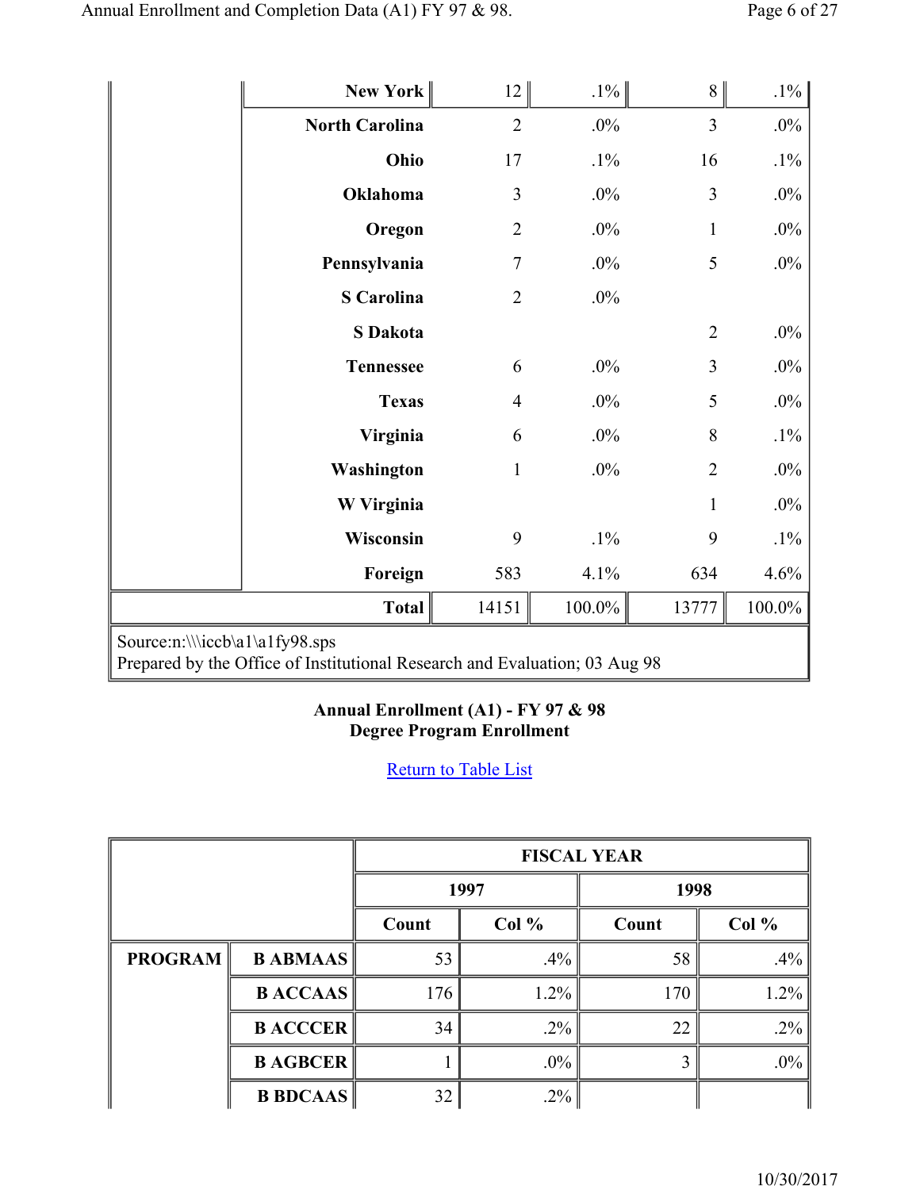| | | 1997 Count | 1997 Col % | 1998 Count | 1998 Col % |
|---|---|---|---|---|---|
| | **New York** | 12 | .1% | 8 | .1% |
| | **North Carolina** | 2 | .0% | 3 | .0% |
| | **Ohio** | 17 | .1% | 16 | .1% |
| | **Oklahoma** | 3 | .0% | 3 | .0% |
| | **Oregon** | 2 | .0% | 1 | .0% |
| | **Pennsylvania** | 7 | .0% | 5 | .0% |
| | **S Carolina** | 2 | .0% | | |
| | **S Dakota** | | | 2 | .0% |
| | **Tennessee** | 6 | .0% | 3 | .0% |
| | **Texas** | 4 | .0% | 5 | .0% |
| | **Virginia** | 6 | .0% | 8 | .1% |
| | **Washington** | 1 | .0% | 2 | .0% |
| | **W Virginia** | | | 1 | .0% |
| | **Wisconsin** | 9 | .1% | 9 | .1% |
| | **Foreign** | 583 | 4.1% | 634 | 4.6% |
| **Total** | | 14151 | 100.0% | 13777 | 100.0% |

Source:n:\\\iccb\a1\a1fy98.sps
Prepared by the Office of Institutional Research and Evaluation; 03 Aug 98

**Annual Enrollment (A1) - FY 97 & 98**
**Degree Program Enrollment**

Return to Table List

| | | FISCAL YEAR | | | |
|---|---|---|---|---|---|
| | | 1997 | | 1998 | |
| | | Count | Col % | Count | Col % |
| **PROGRAM** | **B ABMAAS** | 53 | .4% | 58 | .4% |
| | **B ACCAAS** | 176 | 1.2% | 170 | 1.2% |
| | **B ACCCER** | 34 | .2% | 22 | .2% |
| | **B AGBCER** | 1 | .0% | 3 | .0% |
| | **B BDCAAS** | 32 | .2% | | |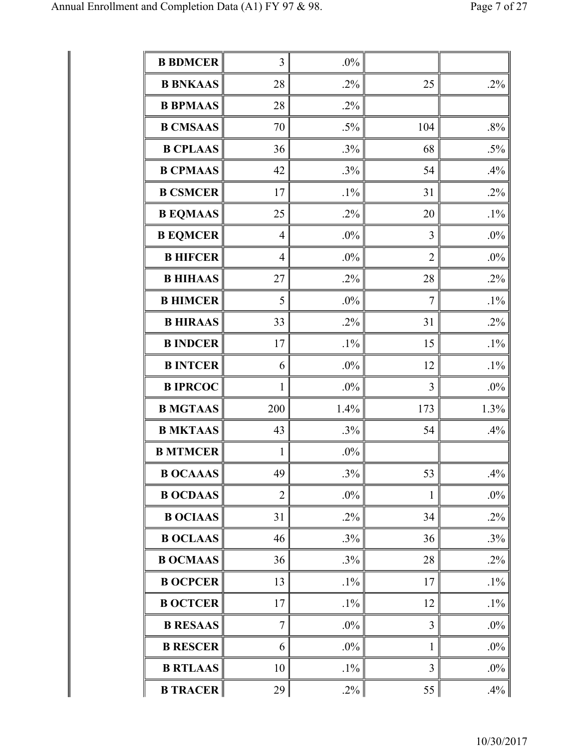| | | | | |
|---|---|---|---|---|
| **B BDMCER** | 3 | .0% | | |
| **B BNKAAS** | 28 | .2% | 25 | .2% |
| **B BPMAAS** | 28 | .2% | | |
| **B CMSAAS** | 70 | .5% | 104 | .8% |
| **B CPLAAS** | 36 | .3% | 68 | .5% |
| **B CPMAAS** | 42 | .3% | 54 | .4% |
| **B CSMCER** | 17 | .1% | 31 | .2% |
| **B EQMAAS** | 25 | .2% | 20 | .1% |
| **B EQMCER** | 4 | .0% | 3 | .0% |
| **B HIFCER** | 4 | .0% | 2 | .0% |
| **B HIHAAS** | 27 | .2% | 28 | .2% |
| **B HIMCER** | 5 | .0% | 7 | .1% |
| **B HIRAAS** | 33 | .2% | 31 | .2% |
| **B INDCER** | 17 | .1% | 15 | .1% |
| **B INTCER** | 6 | .0% | 12 | .1% |
| **B IPRCOC** | 1 | .0% | 3 | .0% |
| **B MGTAAS** | 200 | 1.4% | 173 | 1.3% |
| **B MKTAAS** | 43 | .3% | 54 | .4% |
| **B MTMCER** | 1 | .0% | | |
| **B OCAAAS** | 49 | .3% | 53 | .4% |
| **B OCDAAS** | 2 | .0% | 1 | .0% |
| **B OCIAAS** | 31 | .2% | 34 | .2% |
| **B OCLAAS** | 46 | .3% | 36 | .3% |
| **B OCMAAS** | 36 | .3% | 28 | .2% |
| **B OCPCER** | 13 | .1% | 17 | .1% |
| **B OCTCER** | 17 | .1% | 12 | .1% |
| **B RESAAS** | 7 | .0% | 3 | .0% |
| **B RESCER** | 6 | .0% | 1 | .0% |
| **B RTLAAS** | 10 | .1% | 3 | .0% |
| **B TRACER** | 29 | .2% | 55 | .4% |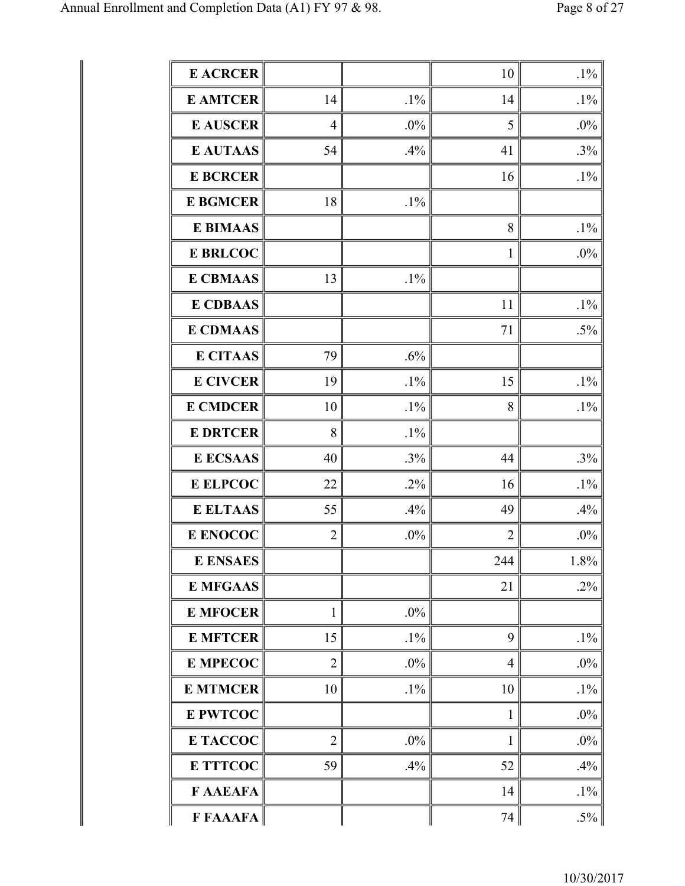| | | | | |
|---|---|---|---|---|
| **E ACRCER** | | | 10 | .1% |
| **E AMTCER** | 14 | .1% | 14 | .1% |
| **E AUSCER** | 4 | .0% | 5 | .0% |
| **E AUTAAS** | 54 | .4% | 41 | .3% |
| **E BCRCER** | | | 16 | .1% |
| **E BGMCER** | 18 | .1% | | |
| **E BIMAAS** | | | 8 | .1% |
| **E BRLCOC** | | | 1 | .0% |
| **E CBMAAS** | 13 | .1% | | |
| **E CDBAAS** | | | 11 | .1% |
| **E CDMAAS** | | | 71 | .5% |
| **E CITAAS** | 79 | .6% | | |
| **E CIVCER** | 19 | .1% | 15 | .1% |
| **E CMDCER** | 10 | .1% | 8 | .1% |
| **E DRTCER** | 8 | .1% | | |
| **E ECSAAS** | 40 | .3% | 44 | .3% |
| **E ELPCOC** | 22 | .2% | 16 | .1% |
| **E ELTAAS** | 55 | .4% | 49 | .4% |
| **E ENOCOC** | 2 | .0% | 2 | .0% |
| **E ENSAES** | | | 244 | 1.8% |
| **E MFGAAS** | | | 21 | .2% |
| **E MFOCER** | 1 | .0% | | |
| **E MFTCER** | 15 | .1% | 9 | .1% |
| **E MPECOC** | 2 | .0% | 4 | .0% |
| **E MTMCER** | 10 | .1% | 10 | .1% |
| **E PWTCOC** | | | 1 | .0% |
| **E TACCOC** | 2 | .0% | 1 | .0% |
| **E TTTCOC** | 59 | .4% | 52 | .4% |
| **F AAEAFA** | | | 14 | .1% |
| **F FAAAFA** | | | 74 | .5% |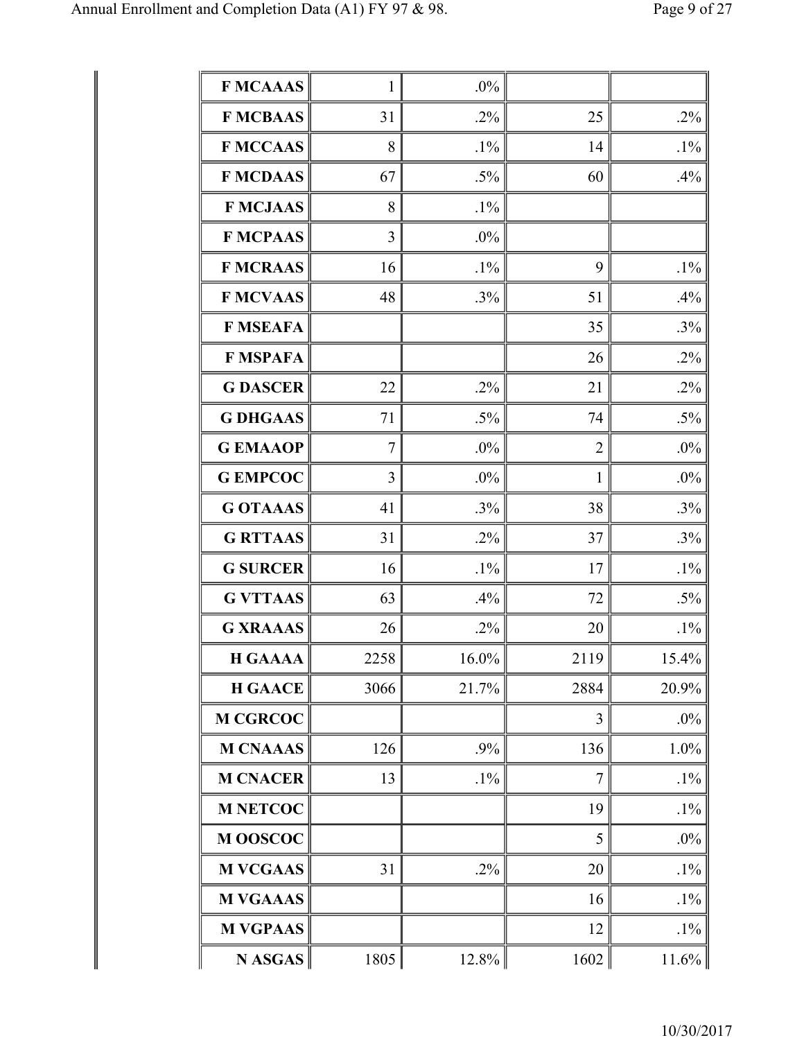| | | | | |
|---|---|---|---|---|
| **F MCAAAS** | 1 | .0% | | |
| **F MCBAAS** | 31 | .2% | 25 | .2% |
| **F MCCAAS** | 8 | .1% | 14 | .1% |
| **F MCDAAS** | 67 | .5% | 60 | .4% |
| **F MCJAAS** | 8 | .1% | | |
| **F MCPAAS** | 3 | .0% | | |
| **F MCRAAS** | 16 | .1% | 9 | .1% |
| **F MCVAAS** | 48 | .3% | 51 | .4% |
| **F MSEAFA** | | | 35 | .3% |
| **F MSPAFA** | | | 26 | .2% |
| **G DASCER** | 22 | .2% | 21 | .2% |
| **G DHGAAS** | 71 | .5% | 74 | .5% |
| **G EMAAOP** | 7 | .0% | 2 | .0% |
| **G EMPCOC** | 3 | .0% | 1 | .0% |
| **G OTAAAS** | 41 | .3% | 38 | .3% |
| **G RTTAAS** | 31 | .2% | 37 | .3% |
| **G SURCER** | 16 | .1% | 17 | .1% |
| **G VTTAAS** | 63 | .4% | 72 | .5% |
| **G XRAAAS** | 26 | .2% | 20 | .1% |
| **H GAAAA** | 2258 | 16.0% | 2119 | 15.4% |
| **H GAACE** | 3066 | 21.7% | 2884 | 20.9% |
| **M CGRCOC** | | | 3 | .0% |
| **M CNAAAS** | 126 | .9% | 136 | 1.0% |
| **M CNACER** | 13 | .1% | 7 | .1% |
| **M NETCOC** | | | 19 | .1% |
| **M OOSCOC** | | | 5 | .0% |
| **M VCGAAS** | 31 | .2% | 20 | .1% |
| **M VGAAAS** | | | 16 | .1% |
| **M VGPAAS** | | | 12 | .1% |
| **N ASGAS** | 1805 | 12.8% | 1602 | 11.6% |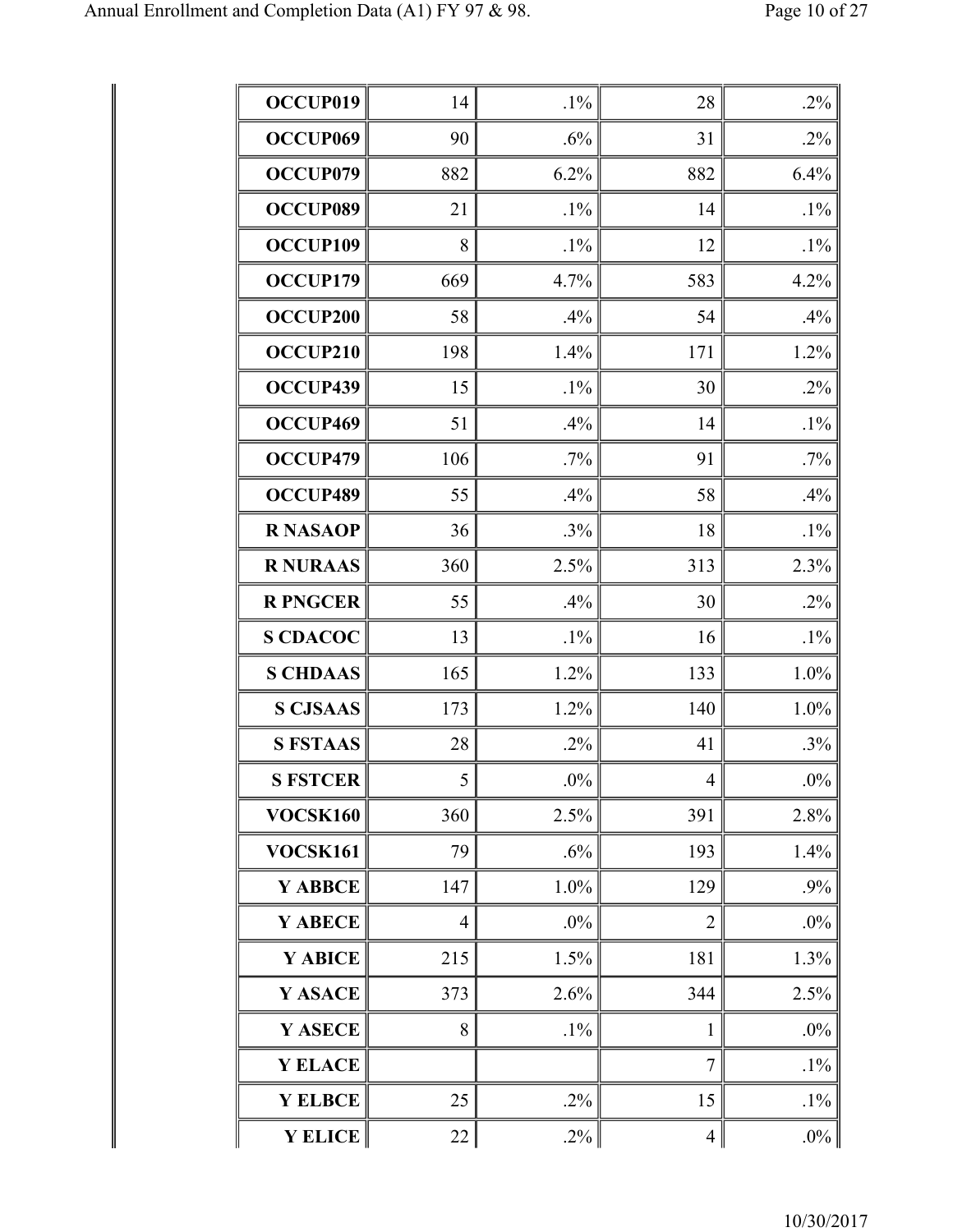| | | | | |
|---|---|---|---|---|
| **OCCUP019** | 14 | .1% | 28 | .2% |
| **OCCUP069** | 90 | .6% | 31 | .2% |
| **OCCUP079** | 882 | 6.2% | 882 | 6.4% |
| **OCCUP089** | 21 | .1% | 14 | .1% |
| **OCCUP109** | 8 | .1% | 12 | .1% |
| **OCCUP179** | 669 | 4.7% | 583 | 4.2% |
| **OCCUP200** | 58 | .4% | 54 | .4% |
| **OCCUP210** | 198 | 1.4% | 171 | 1.2% |
| **OCCUP439** | 15 | .1% | 30 | .2% |
| **OCCUP469** | 51 | .4% | 14 | .1% |
| **OCCUP479** | 106 | .7% | 91 | .7% |
| **OCCUP489** | 55 | .4% | 58 | .4% |
| **R NASAOP** | 36 | .3% | 18 | .1% |
| **R NURAAS** | 360 | 2.5% | 313 | 2.3% |
| **R PNGCER** | 55 | .4% | 30 | .2% |
| **S CDACOC** | 13 | .1% | 16 | .1% |
| **S CHDAAS** | 165 | 1.2% | 133 | 1.0% |
| **S CJSAAS** | 173 | 1.2% | 140 | 1.0% |
| **S FSTAAS** | 28 | .2% | 41 | .3% |
| **S FSTCER** | 5 | .0% | 4 | .0% |
| **VOCSK160** | 360 | 2.5% | 391 | 2.8% |
| **VOCSK161** | 79 | .6% | 193 | 1.4% |
| **Y ABBCE** | 147 | 1.0% | 129 | .9% |
| **Y ABECE** | 4 | .0% | 2 | .0% |
| **Y ABICE** | 215 | 1.5% | 181 | 1.3% |
| **Y ASACE** | 373 | 2.6% | 344 | 2.5% |
| **Y ASECE** | 8 | .1% | 1 | .0% |
| **Y ELACE** | | | 7 | .1% |
| **Y ELBCE** | 25 | .2% | 15 | .1% |
| **Y ELICE** | 22 | .2% | 4 | .0% |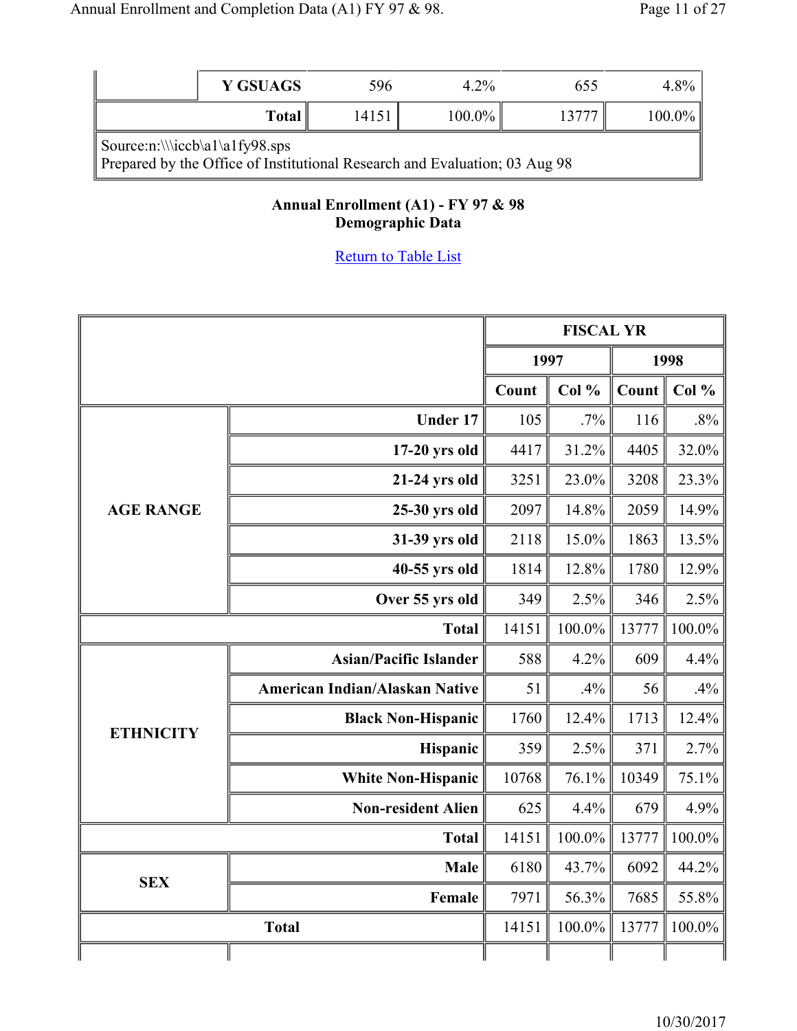| | | | | | |
|---|---|---|---|---|---|
| | Y GSUAGS | 596 | 4.2% | 655 | 4.8% |
| | **Total** | 14151 | 100.0% | 13777 | 100.0% |

Source:n:\\\iccb\a1\a1fy98.sps
Prepared by the Office of Institutional Research and Evaluation; 03 Aug 98

**Annual Enrollment (A1) - FY 97 & 98**
**Demographic Data**

Return to Table List

| | | FISCAL YR | | | |
|---|---|---|---|---|---|
| | | 1997 | | 1998 | |
| | | Count | Col % | Count | Col % |
| **AGE RANGE** | **Under 17** | 105 | .7% | 116 | .8% |
| | **17-20 yrs old** | 4417 | 31.2% | 4405 | 32.0% |
| | **21-24 yrs old** | 3251 | 23.0% | 3208 | 23.3% |
| | **25-30 yrs old** | 2097 | 14.8% | 2059 | 14.9% |
| | **31-39 yrs old** | 2118 | 15.0% | 1863 | 13.5% |
| | **40-55 yrs old** | 1814 | 12.8% | 1780 | 12.9% |
| | **Over 55 yrs old** | 349 | 2.5% | 346 | 2.5% |
| | **Total** | 14151 | 100.0% | 13777 | 100.0% |
| **ETHNICITY** | **Asian/Pacific Islander** | 588 | 4.2% | 609 | 4.4% |
| | **American Indian/Alaskan Native** | 51 | .4% | 56 | .4% |
| | **Black Non-Hispanic** | 1760 | 12.4% | 1713 | 12.4% |
| | **Hispanic** | 359 | 2.5% | 371 | 2.7% |
| | **White Non-Hispanic** | 10768 | 76.1% | 10349 | 75.1% |
| | **Non-resident Alien** | 625 | 4.4% | 679 | 4.9% |
| | **Total** | 14151 | 100.0% | 13777 | 100.0% |
| **SEX** | **Male** | 6180 | 43.7% | 6092 | 44.2% |
| | **Female** | 7971 | 56.3% | 7685 | 55.8% |
| **Total** | | 14151 | 100.0% | 13777 | 100.0% |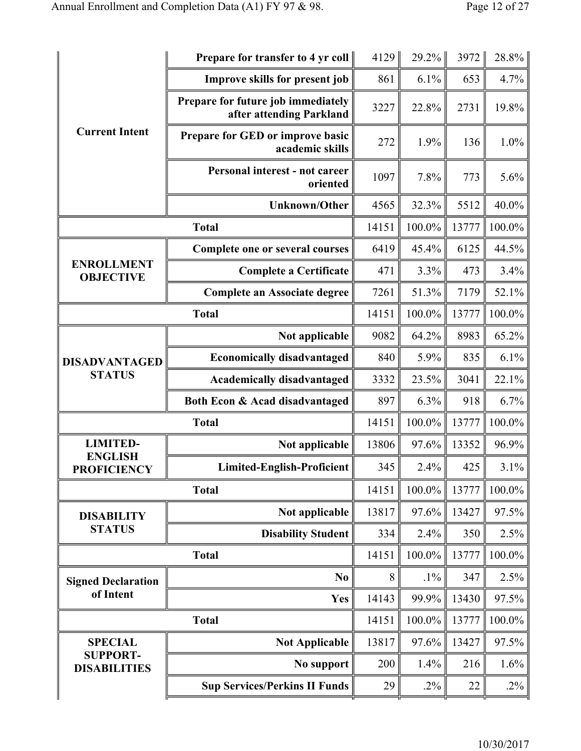| | | | | | |
|---|---|---|---|---|---|
| Current Intent | Prepare for transfer to 4 yr coll | 4129 | 29.2% | 3972 | 28.8% |
| | Improve skills for present job | 861 | 6.1% | 653 | 4.7% |
| | Prepare for future job immediately after attending Parkland | 3227 | 22.8% | 2731 | 19.8% |
| | Prepare for GED or improve basic academic skills | 272 | 1.9% | 136 | 1.0% |
| | Personal interest - not career oriented | 1097 | 7.8% | 773 | 5.6% |
| | Unknown/Other | 4565 | 32.3% | 5512 | 40.0% |
| Total | | 14151 | 100.0% | 13777 | 100.0% |
| ENROLLMENT OBJECTIVE | Complete one or several courses | 6419 | 45.4% | 6125 | 44.5% |
| | Complete a Certificate | 471 | 3.3% | 473 | 3.4% |
| | Complete an Associate degree | 7261 | 51.3% | 7179 | 52.1% |
| Total | | 14151 | 100.0% | 13777 | 100.0% |
| DISADVANTAGED STATUS | Not applicable | 9082 | 64.2% | 8983 | 65.2% |
| | Economically disadvantaged | 840 | 5.9% | 835 | 6.1% |
| | Academically disadvantaged | 3332 | 23.5% | 3041 | 22.1% |
| | Both Econ & Acad disadvantaged | 897 | 6.3% | 918 | 6.7% |
| Total | | 14151 | 100.0% | 13777 | 100.0% |
| LIMITED-ENGLISH PROFICIENCY | Not applicable | 13806 | 97.6% | 13352 | 96.9% |
| | Limited-English-Proficient | 345 | 2.4% | 425 | 3.1% |
| Total | | 14151 | 100.0% | 13777 | 100.0% |
| DISABILITY STATUS | Not applicable | 13817 | 97.6% | 13427 | 97.5% |
| | Disability Student | 334 | 2.4% | 350 | 2.5% |
| Total | | 14151 | 100.0% | 13777 | 100.0% |
| Signed Declaration of Intent | No | 8 | .1% | 347 | 2.5% |
| | Yes | 14143 | 99.9% | 13430 | 97.5% |
| Total | | 14151 | 100.0% | 13777 | 100.0% |
| SPECIAL SUPPORT-DISABILITIES | Not Applicable | 13817 | 97.6% | 13427 | 97.5% |
| | No support | 200 | 1.4% | 216 | 1.6% |
| | Sup Services/Perkins II Funds | 29 | .2% | 22 | .2% |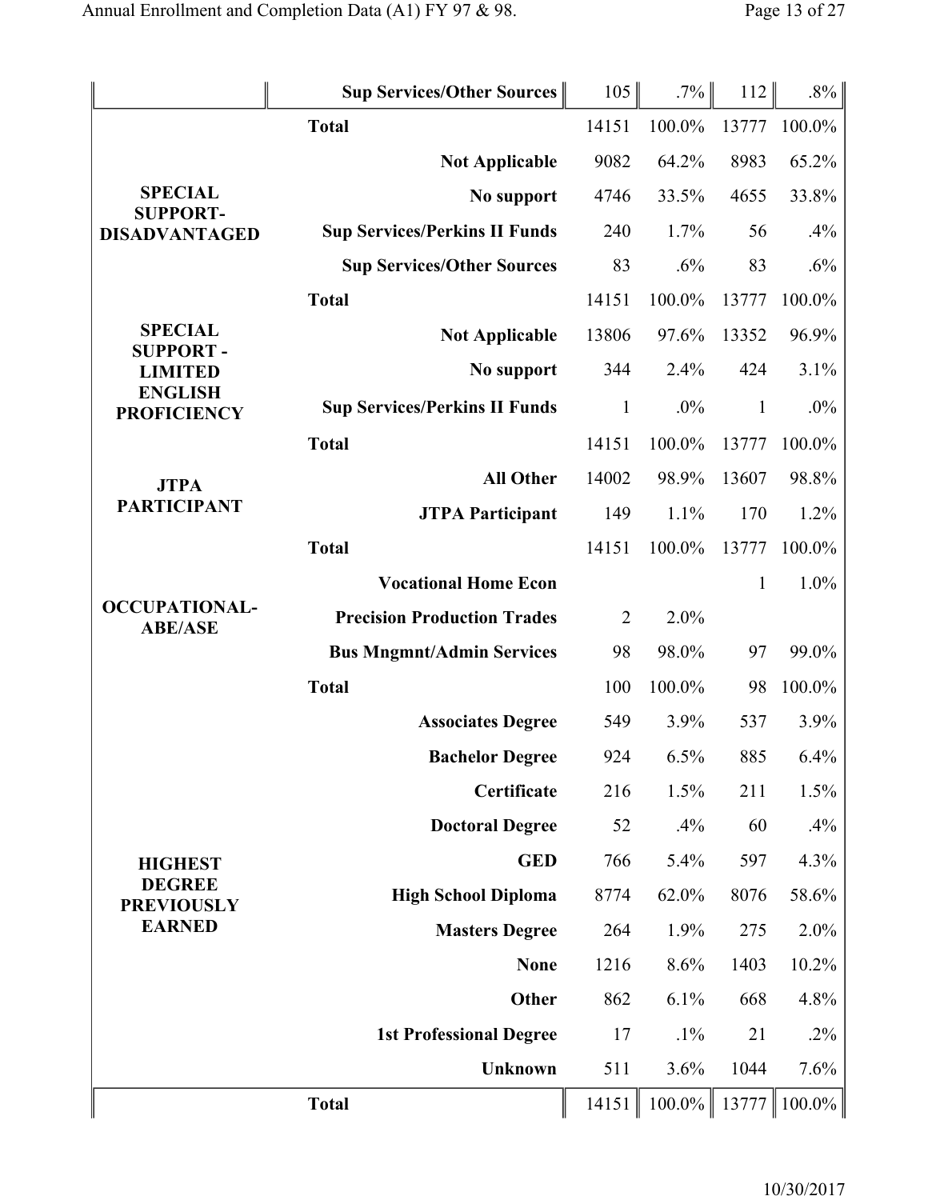| | | | | | |
|---|---|---|---|---|---|
| | **Sup Services/Other Sources** | 105 | .7% | 112 | .8% |
| | **Total** | 14151 | 100.0% | 13777 | 100.0% |
| **SPECIAL SUPPORT-DISADVANTAGED** | **Not Applicable** | 9082 | 64.2% | 8983 | 65.2% |
| | **No support** | 4746 | 33.5% | 4655 | 33.8% |
| | **Sup Services/Perkins II Funds** | 240 | 1.7% | 56 | .4% |
| | **Sup Services/Other Sources** | 83 | .6% | 83 | .6% |
| | **Total** | 14151 | 100.0% | 13777 | 100.0% |
| **SPECIAL SUPPORT - LIMITED ENGLISH PROFICIENCY** | **Not Applicable** | 13806 | 97.6% | 13352 | 96.9% |
| | **No support** | 344 | 2.4% | 424 | 3.1% |
| | **Sup Services/Perkins II Funds** | 1 | .0% | 1 | .0% |
| | **Total** | 14151 | 100.0% | 13777 | 100.0% |
| **JTPA PARTICIPANT** | **All Other** | 14002 | 98.9% | 13607 | 98.8% |
| | **JTPA Participant** | 149 | 1.1% | 170 | 1.2% |
| | **Total** | 14151 | 100.0% | 13777 | 100.0% |
| **OCCUPATIONAL-ABE/ASE** | **Vocational Home Econ** | | | 1 | 1.0% |
| | **Precision Production Trades** | 2 | 2.0% | | |
| | **Bus Mngmnt/Admin Services** | 98 | 98.0% | 97 | 99.0% |
| | **Total** | 100 | 100.0% | 98 | 100.0% |
| **HIGHEST DEGREE PREVIOUSLY EARNED** | **Associates Degree** | 549 | 3.9% | 537 | 3.9% |
| | **Bachelor Degree** | 924 | 6.5% | 885 | 6.4% |
| | **Certificate** | 216 | 1.5% | 211 | 1.5% |
| | **Doctoral Degree** | 52 | .4% | 60 | .4% |
| | **GED** | 766 | 5.4% | 597 | 4.3% |
| | **High School Diploma** | 8774 | 62.0% | 8076 | 58.6% |
| | **Masters Degree** | 264 | 1.9% | 275 | 2.0% |
| | **None** | 1216 | 8.6% | 1403 | 10.2% |
| | **Other** | 862 | 6.1% | 668 | 4.8% |
| | **1st Professional Degree** | 17 | .1% | 21 | .2% |
| | **Unknown** | 511 | 3.6% | 1044 | 7.6% |
| | **Total** | 14151 | 100.0% | 13777 | 100.0% |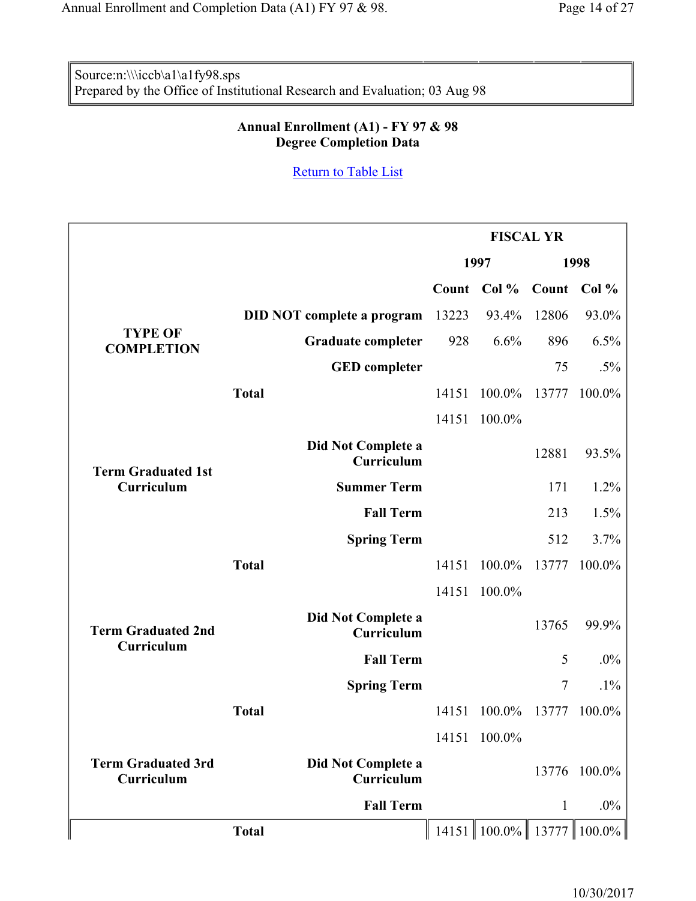Source:n:\\\iccb\a1\a1fy98.sps
Prepared by the Office of Institutional Research and Evaluation; 03 Aug 98

**Annual Enrollment (A1) - FY 97 & 98**
**Degree Completion Data**

Return to Table List

| | | FISCAL YR | | | |
|---|---|---|---|---|---|
| | | 1997 | | 1998 | |
| | | Count | Col % | Count | Col % |
| TYPE OF COMPLETION | DID NOT complete a program | 13223 | 93.4% | 12806 | 93.0% |
| | Graduate completer | 928 | 6.6% | 896 | 6.5% |
| | GED completer | | | 75 | .5% |
| | Total | 14151 | 100.0% | 13777 | 100.0% |
| | | 14151 | 100.0% | | |
| Term Graduated 1st Curriculum | Did Not Complete a Curriculum | | | 12881 | 93.5% |
| | Summer Term | | | 171 | 1.2% |
| | Fall Term | | | 213 | 1.5% |
| | Spring Term | | | 512 | 3.7% |
| | Total | 14151 | 100.0% | 13777 | 100.0% |
| | | 14151 | 100.0% | | |
| Term Graduated 2nd Curriculum | Did Not Complete a Curriculum | | | 13765 | 99.9% |
| | Fall Term | | | 5 | .0% |
| | Spring Term | | | 7 | .1% |
| | Total | 14151 | 100.0% | 13777 | 100.0% |
| | | 14151 | 100.0% | | |
| Term Graduated 3rd Curriculum | Did Not Complete a Curriculum | | | 13776 | 100.0% |
| | Fall Term | | | 1 | .0% |
| | Total | 14151 | 100.0% | 13777 | 100.0% |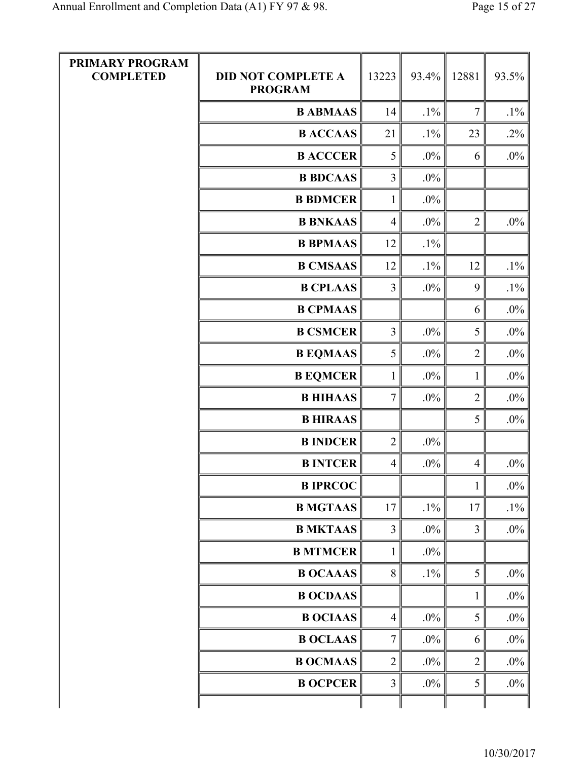| PRIMARY PROGRAM COMPLETED | DID NOT COMPLETE A PROGRAM | 13223 | 93.4% | 12881 | 93.5% |
|---|---|---|---|---|---|
| | B ABMAAS | 14 | .1% | 7 | .1% |
| | B ACCAAS | 21 | .1% | 23 | .2% |
| | B ACCCER | 5 | .0% | 6 | .0% |
| | B BDCAAS | 3 | .0% | | |
| | B BDMCER | 1 | .0% | | |
| | B BNKAAS | 4 | .0% | 2 | .0% |
| | B BPMAAS | 12 | .1% | | |
| | B CMSAAS | 12 | .1% | 12 | .1% |
| | B CPLAAS | 3 | .0% | 9 | .1% |
| | B CPMAAS | | | 6 | .0% |
| | B CSMCER | 3 | .0% | 5 | .0% |
| | B EQMAAS | 5 | .0% | 2 | .0% |
| | B EQMCER | 1 | .0% | 1 | .0% |
| | B HIHAAS | 7 | .0% | 2 | .0% |
| | B HIRAAS | | | 5 | .0% |
| | B INDCER | 2 | .0% | | |
| | B INTCER | 4 | .0% | 4 | .0% |
| | B IPRCOC | | | 1 | .0% |
| | B MGTAAS | 17 | .1% | 17 | .1% |
| | B MKTAAS | 3 | .0% | 3 | .0% |
| | B MTMCER | 1 | .0% | | |
| | B OCAAAS | 8 | .1% | 5 | .0% |
| | B OCDAAS | | | 1 | .0% |
| | B OCIAAS | 4 | .0% | 5 | .0% |
| | B OCLAAS | 7 | .0% | 6 | .0% |
| | B OCMAAS | 2 | .0% | 2 | .0% |
| | B OCPCER | 3 | .0% | 5 | .0% |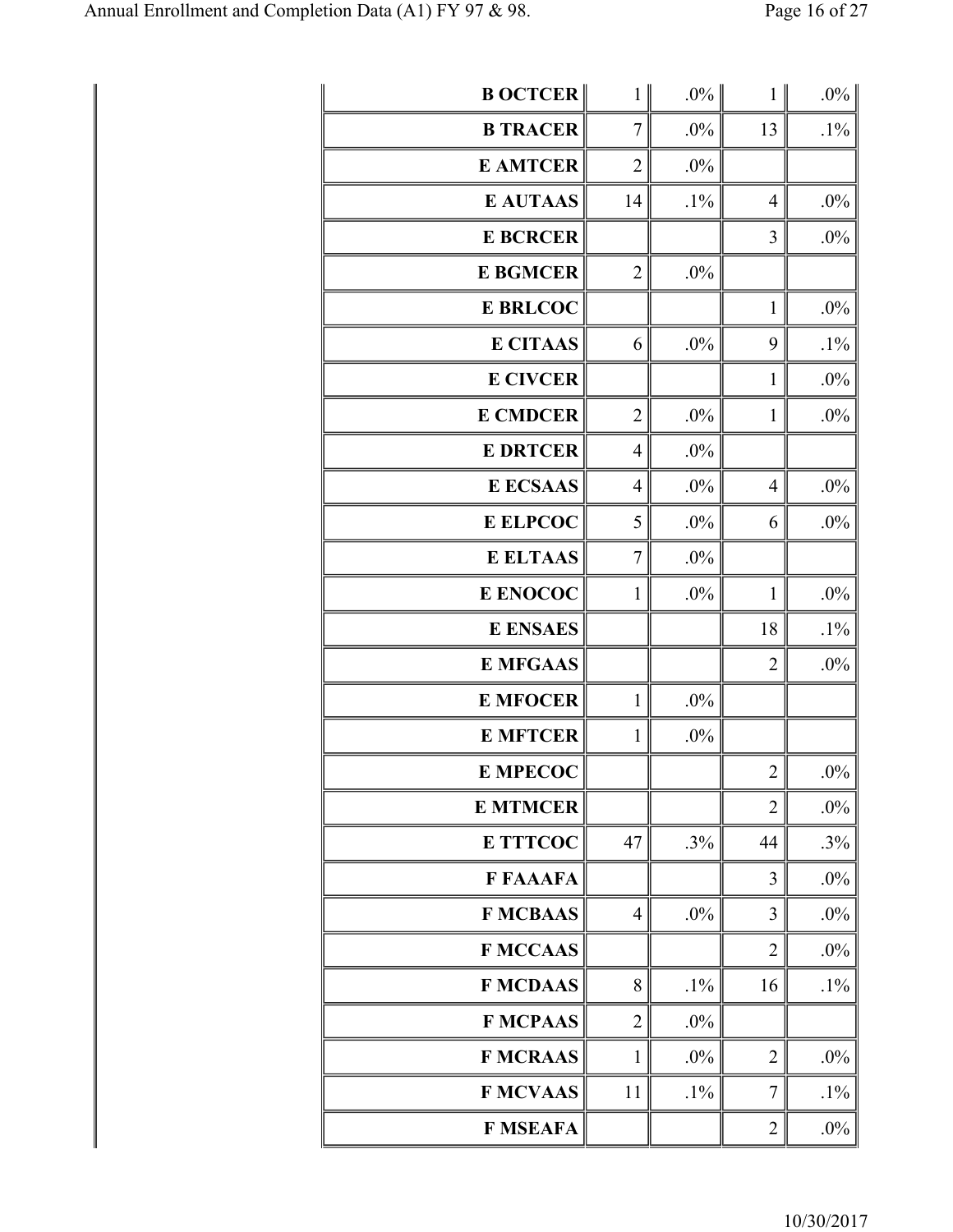| | | | | |
|---|---|---|---|---|
| B OCTCER | 1 | .0% | 1 | .0% |
| B TRACER | 7 | .0% | 13 | .1% |
| E AMTCER | 2 | .0% | | |
| E AUTAAS | 14 | .1% | 4 | .0% |
| E BCRCER | | | 3 | .0% |
| E BGMCER | 2 | .0% | | |
| E BRLCOC | | | 1 | .0% |
| E CITAAS | 6 | .0% | 9 | .1% |
| E CIVCER | | | 1 | .0% |
| E CMDCER | 2 | .0% | 1 | .0% |
| E DRTCER | 4 | .0% | | |
| E ECSAAS | 4 | .0% | 4 | .0% |
| E ELPCOC | 5 | .0% | 6 | .0% |
| E ELTAAS | 7 | .0% | | |
| E ENOCOC | 1 | .0% | 1 | .0% |
| E ENSAES | | | 18 | .1% |
| E MFGAAS | | | 2 | .0% |
| E MFOCER | 1 | .0% | | |
| E MFTCER | 1 | .0% | | |
| E MPECOC | | | 2 | .0% |
| E MTMCER | | | 2 | .0% |
| E TTTCOC | 47 | .3% | 44 | .3% |
| F FAAAFA | | | 3 | .0% |
| F MCBAAS | 4 | .0% | 3 | .0% |
| F MCCAAS | | | 2 | .0% |
| F MCDAAS | 8 | .1% | 16 | .1% |
| F MCPAAS | 2 | .0% | | |
| F MCRAAS | 1 | .0% | 2 | .0% |
| F MCVAAS | 11 | .1% | 7 | .1% |
| F MSEAFA | | | 2 | .0% |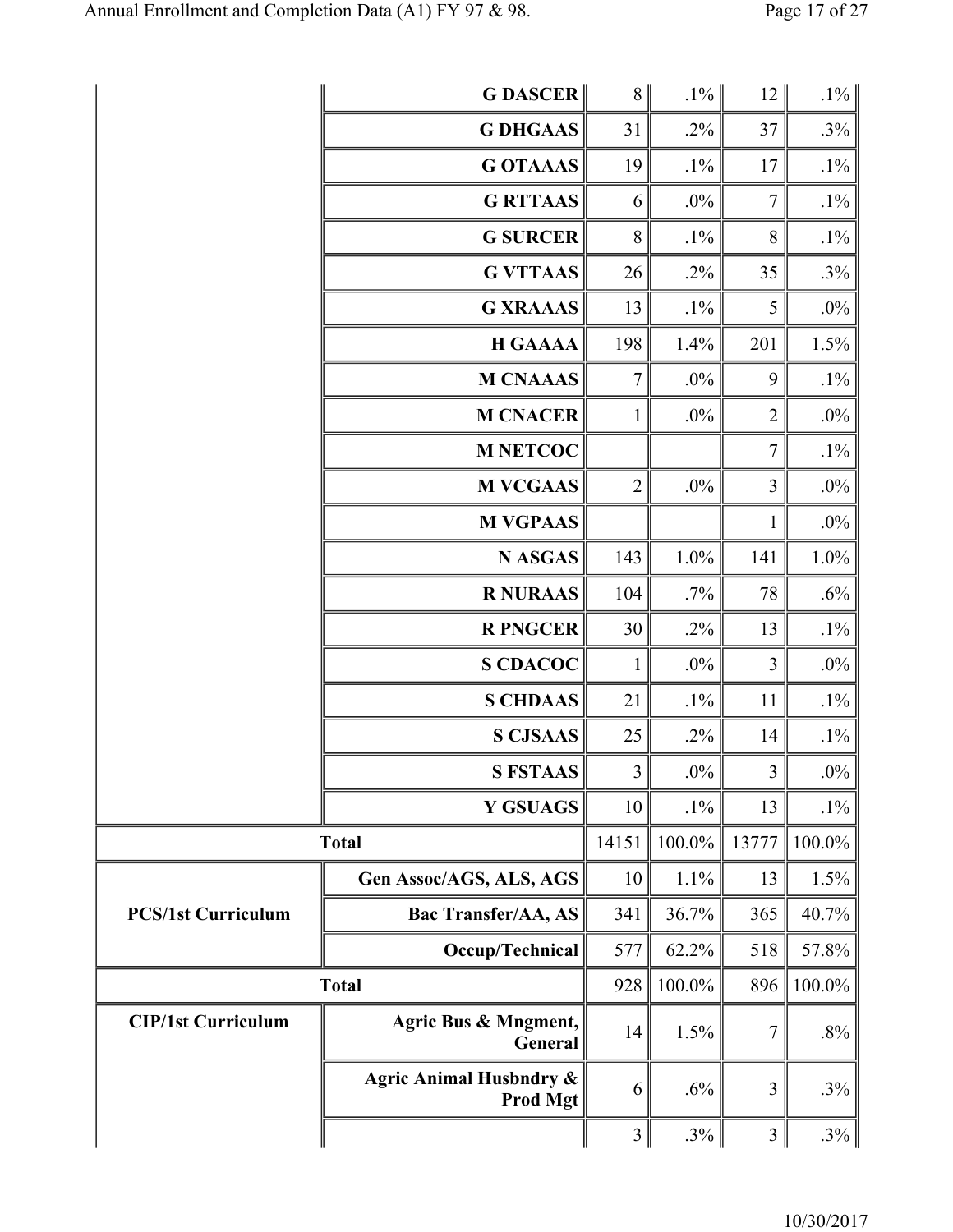| | | | | | |
|---|---|---|---|---|---|
| | G DASCER | 8 | .1% | 12 | .1% |
| | G DHGAAS | 31 | .2% | 37 | .3% |
| | G OTAAAS | 19 | .1% | 17 | .1% |
| | G RTTAAS | 6 | .0% | 7 | .1% |
| | G SURCER | 8 | .1% | 8 | .1% |
| | G VTTAAS | 26 | .2% | 35 | .3% |
| | G XRAAAS | 13 | .1% | 5 | .0% |
| | H GAAAA | 198 | 1.4% | 201 | 1.5% |
| | M CNAAAS | 7 | .0% | 9 | .1% |
| | M CNACER | 1 | .0% | 2 | .0% |
| | M NETCOC | | | 7 | .1% |
| | M VCGAAS | 2 | .0% | 3 | .0% |
| | M VGPAAS | | | 1 | .0% |
| | N ASGAS | 143 | 1.0% | 141 | 1.0% |
| | R NURAAS | 104 | .7% | 78 | .6% |
| | R PNGCER | 30 | .2% | 13 | .1% |
| | S CDACOC | 1 | .0% | 3 | .0% |
| | S CHDAAS | 21 | .1% | 11 | .1% |
| | S CJSAAS | 25 | .2% | 14 | .1% |
| | S FSTAAS | 3 | .0% | 3 | .0% |
| | Y GSUAGS | 10 | .1% | 13 | .1% |
| **Total** | | 14151 | 100.0% | 13777 | 100.0% |
| **PCS/1st Curriculum** | Gen Assoc/AGS, ALS, AGS | 10 | 1.1% | 13 | 1.5% |
| | Bac Transfer/AA, AS | 341 | 36.7% | 365 | 40.7% |
| | Occup/Technical | 577 | 62.2% | 518 | 57.8% |
| **Total** | | 928 | 100.0% | 896 | 100.0% |
| **CIP/1st Curriculum** | Agric Bus & Mngment, General | 14 | 1.5% | 7 | .8% |
| | Agric Animal Husbndry & Prod Mgt | 6 | .6% | 3 | .3% |
| | | 3 | .3% | 3 | .3% |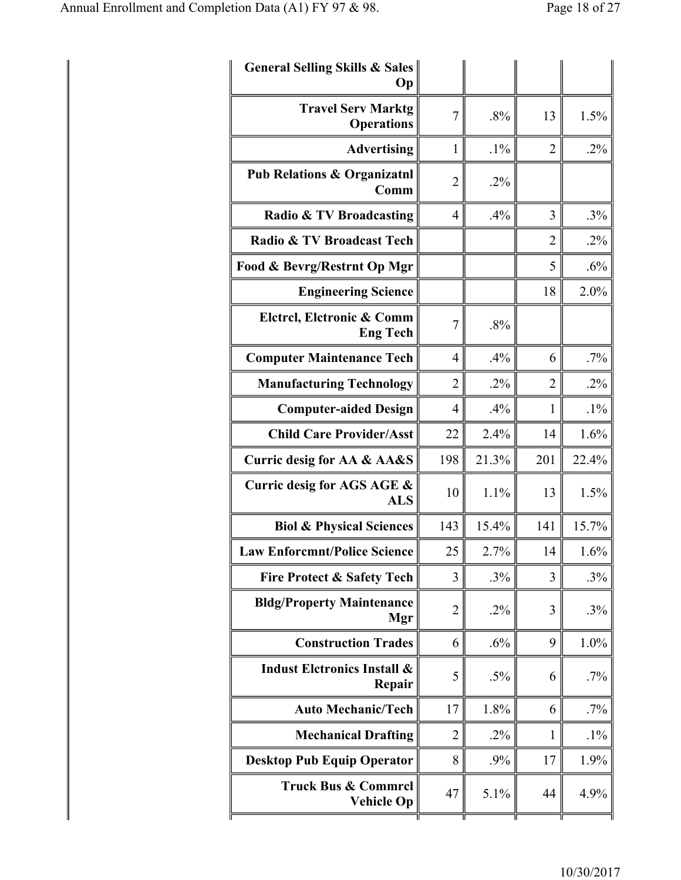| | | | | |
|---|---|---|---|---|
| **General Selling Skills & Sales Op** | | | | |
| **Travel Serv Marktg Operations** | 7 | .8% | 13 | 1.5% |
| **Advertising** | 1 | .1% | 2 | .2% |
| **Pub Relations & Organizatnl Comm** | 2 | .2% | | |
| **Radio & TV Broadcasting** | 4 | .4% | 3 | .3% |
| **Radio & TV Broadcast Tech** | | | 2 | .2% |
| **Food & Bevrg/Restrnt Op Mgr** | | | 5 | .6% |
| **Engineering Science** | | | 18 | 2.0% |
| **Elctrcl, Elctronic & Comm Eng Tech** | 7 | .8% | | |
| **Computer Maintenance Tech** | 4 | .4% | 6 | .7% |
| **Manufacturing Technology** | 2 | .2% | 2 | .2% |
| **Computer-aided Design** | 4 | .4% | 1 | .1% |
| **Child Care Provider/Asst** | 22 | 2.4% | 14 | 1.6% |
| **Curric desig for AA & AA&S** | 198 | 21.3% | 201 | 22.4% |
| **Curric desig for AGS AGE & ALS** | 10 | 1.1% | 13 | 1.5% |
| **Biol & Physical Sciences** | 143 | 15.4% | 141 | 15.7% |
| **Law Enforcmnt/Police Science** | 25 | 2.7% | 14 | 1.6% |
| **Fire Protect & Safety Tech** | 3 | .3% | 3 | .3% |
| **Bldg/Property Maintenance Mgr** | 2 | .2% | 3 | .3% |
| **Construction Trades** | 6 | .6% | 9 | 1.0% |
| **Indust Elctronics Install & Repair** | 5 | .5% | 6 | .7% |
| **Auto Mechanic/Tech** | 17 | 1.8% | 6 | .7% |
| **Mechanical Drafting** | 2 | .2% | 1 | .1% |
| **Desktop Pub Equip Operator** | 8 | .9% | 17 | 1.9% |
| **Truck Bus & Commrcl Vehicle Op** | 47 | 5.1% | 44 | 4.9% |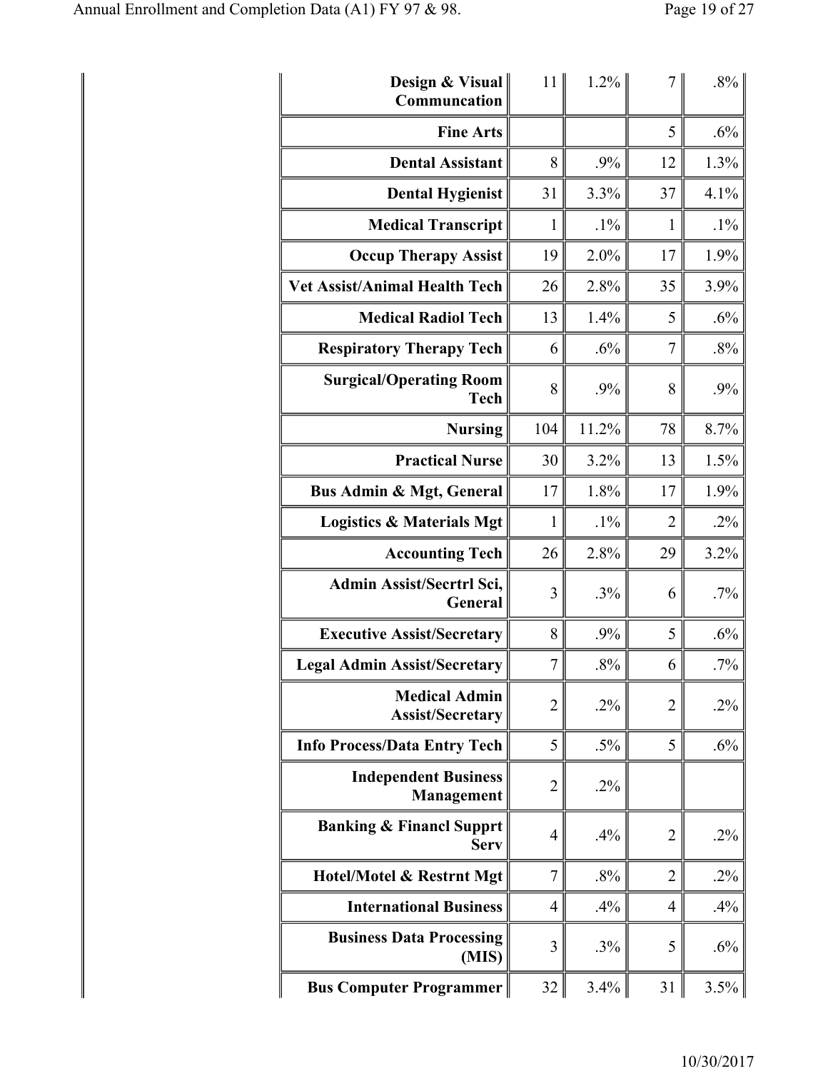| | | | | |
|---|---|---|---|---|
| **Design & Visual Communcation** | 11 | 1.2% | 7 | .8% |
| **Fine Arts** | | | 5 | .6% |
| **Dental Assistant** | 8 | .9% | 12 | 1.3% |
| **Dental Hygienist** | 31 | 3.3% | 37 | 4.1% |
| **Medical Transcript** | 1 | .1% | 1 | .1% |
| **Occup Therapy Assist** | 19 | 2.0% | 17 | 1.9% |
| **Vet Assist/Animal Health Tech** | 26 | 2.8% | 35 | 3.9% |
| **Medical Radiol Tech** | 13 | 1.4% | 5 | .6% |
| **Respiratory Therapy Tech** | 6 | .6% | 7 | .8% |
| **Surgical/Operating Room Tech** | 8 | .9% | 8 | .9% |
| **Nursing** | 104 | 11.2% | 78 | 8.7% |
| **Practical Nurse** | 30 | 3.2% | 13 | 1.5% |
| **Bus Admin & Mgt, General** | 17 | 1.8% | 17 | 1.9% |
| **Logistics & Materials Mgt** | 1 | .1% | 2 | .2% |
| **Accounting Tech** | 26 | 2.8% | 29 | 3.2% |
| **Admin Assist/Secrtrl Sci, General** | 3 | .3% | 6 | .7% |
| **Executive Assist/Secretary** | 8 | .9% | 5 | .6% |
| **Legal Admin Assist/Secretary** | 7 | .8% | 6 | .7% |
| **Medical Admin Assist/Secretary** | 2 | .2% | 2 | .2% |
| **Info Process/Data Entry Tech** | 5 | .5% | 5 | .6% |
| **Independent Business Management** | 2 | .2% | | |
| **Banking & Financl Supprt Serv** | 4 | .4% | 2 | .2% |
| **Hotel/Motel & Restrnt Mgt** | 7 | .8% | 2 | .2% |
| **International Business** | 4 | .4% | 4 | .4% |
| **Business Data Processing (MIS)** | 3 | .3% | 5 | .6% |
| **Bus Computer Programmer** | 32 | 3.4% | 31 | 3.5% |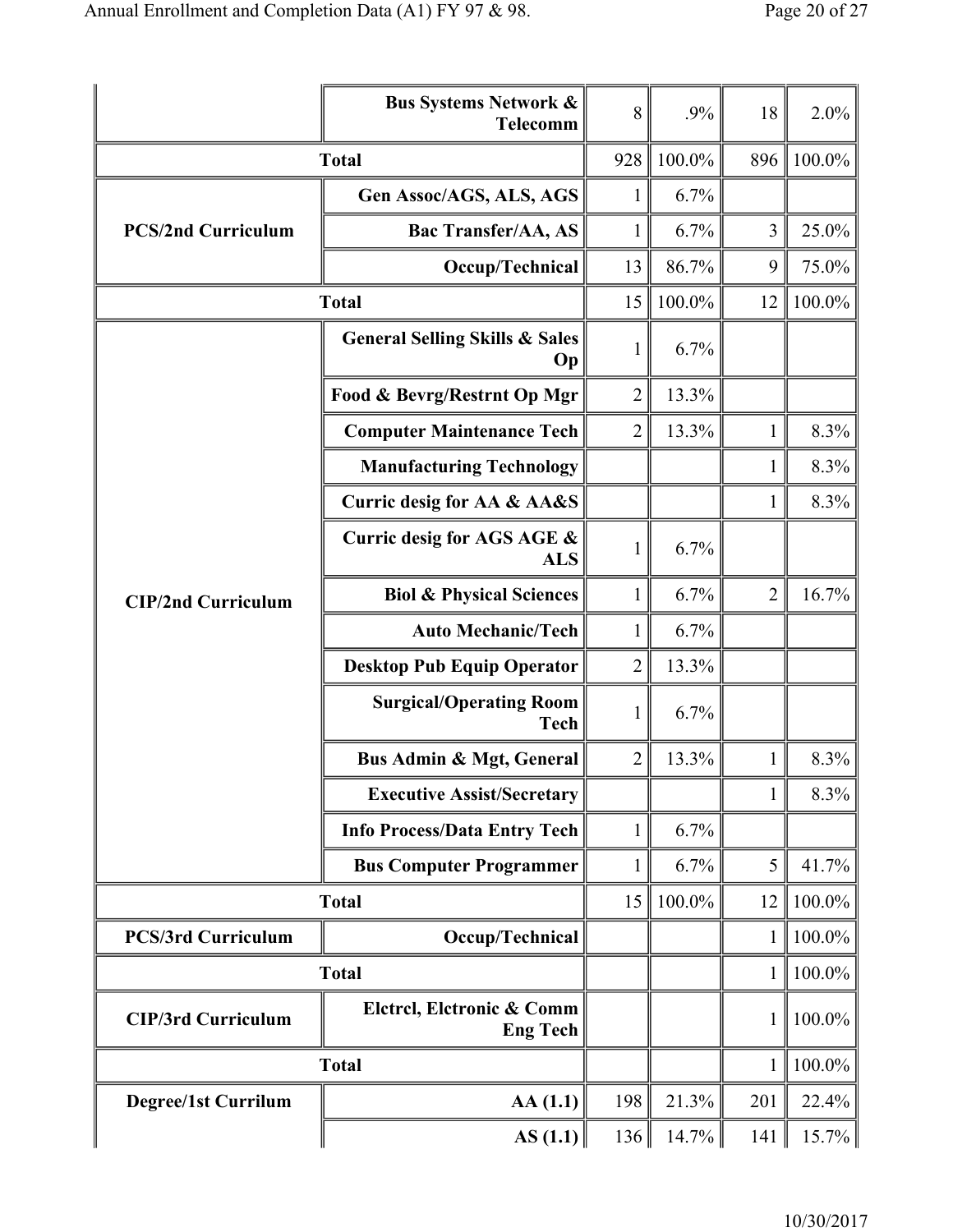| | | | | | |
|---|---|---|---|---|---|
| | **Bus Systems Network & Telecomm** | 8 | .9% | 18 | 2.0% |
| **Total** | | 928 | 100.0% | 896 | 100.0% |
| **PCS/2nd Curriculum** | **Gen Assoc/AGS, ALS, AGS** | 1 | 6.7% | | |
| | **Bac Transfer/AA, AS** | 1 | 6.7% | 3 | 25.0% |
| | **Occup/Technical** | 13 | 86.7% | 9 | 75.0% |
| **Total** | | 15 | 100.0% | 12 | 100.0% |
| **CIP/2nd Curriculum** | **General Selling Skills & Sales Op** | 1 | 6.7% | | |
| | **Food & Bevrg/Restrnt Op Mgr** | 2 | 13.3% | | |
| | **Computer Maintenance Tech** | 2 | 13.3% | 1 | 8.3% |
| | **Manufacturing Technology** | | | 1 | 8.3% |
| | **Curric desig for AA & AA&S** | | | 1 | 8.3% |
| | **Curric desig for AGS AGE & ALS** | 1 | 6.7% | | |
| | **Biol & Physical Sciences** | 1 | 6.7% | 2 | 16.7% |
| | **Auto Mechanic/Tech** | 1 | 6.7% | | |
| | **Desktop Pub Equip Operator** | 2 | 13.3% | | |
| | **Surgical/Operating Room Tech** | 1 | 6.7% | | |
| | **Bus Admin & Mgt, General** | 2 | 13.3% | 1 | 8.3% |
| | **Executive Assist/Secretary** | | | 1 | 8.3% |
| | **Info Process/Data Entry Tech** | 1 | 6.7% | | |
| | **Bus Computer Programmer** | 1 | 6.7% | 5 | 41.7% |
| **Total** | | 15 | 100.0% | 12 | 100.0% |
| **PCS/3rd Curriculum** | **Occup/Technical** | | | 1 | 100.0% |
| **Total** | | | | 1 | 100.0% |
| **CIP/3rd Curriculum** | **Elctrcl, Elctronic & Comm Eng Tech** | | | 1 | 100.0% |
| **Total** | | | | 1 | 100.0% |
| **Degree/1st Currilum** | **AA (1.1)** | 198 | 21.3% | 201 | 22.4% |
| | **AS (1.1)** | 136 | 14.7% | 141 | 15.7% |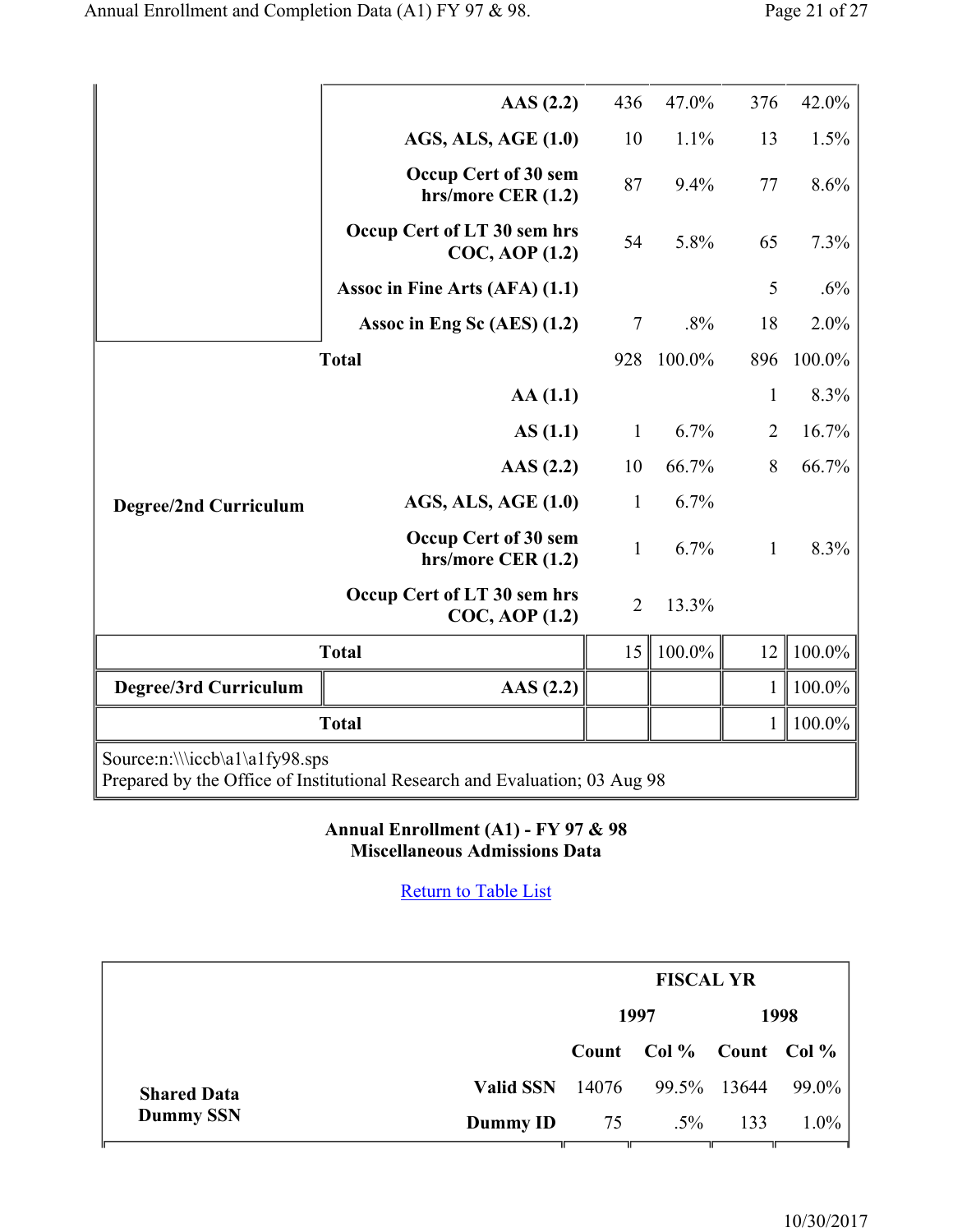| | | 1997 Count | 1997 Col % | 1998 Count | 1998 Col % |
|---|---|---|---|---|---|
| | AAS (2.2) | 436 | 47.0% | 376 | 42.0% |
| | AGS, ALS, AGE (1.0) | 10 | 1.1% | 13 | 1.5% |
| | Occup Cert of 30 sem hrs/more CER (1.2) | 87 | 9.4% | 77 | 8.6% |
| | Occup Cert of LT 30 sem hrs COC, AOP (1.2) | 54 | 5.8% | 65 | 7.3% |
| | Assoc in Fine Arts (AFA) (1.1) | | | 5 | .6% |
| | Assoc in Eng Sc (AES) (1.2) | 7 | .8% | 18 | 2.0% |
| Total | | 928 | 100.0% | 896 | 100.0% |
| Degree/2nd Curriculum | AA (1.1) | | | 1 | 8.3% |
| | AS (1.1) | 1 | 6.7% | 2 | 16.7% |
| | AAS (2.2) | 10 | 66.7% | 8 | 66.7% |
| | AGS, ALS, AGE (1.0) | 1 | 6.7% | | |
| | Occup Cert of 30 sem hrs/more CER (1.2) | 1 | 6.7% | 1 | 8.3% |
| | Occup Cert of LT 30 sem hrs COC, AOP (1.2) | 2 | 13.3% | | |
| Total | | 15 | 100.0% | 12 | 100.0% |
| Degree/3rd Curriculum | AAS (2.2) | | | 1 | 100.0% |
| Total | | | | 1 | 100.0% |

Source:n:\\\iccb\a1\a1fy98.sps
Prepared by the Office of Institutional Research and Evaluation; 03 Aug 98

**Annual Enrollment (A1) - FY 97 & 98**
**Miscellaneous Admissions Data**

Return to Table List

| | | FISCAL YR | | | |
|---|---|---|---|---|---|
| | | 1997 | | 1998 | |
| | | Count | Col % | Count | Col % |
| Shared Data Dummy SSN | Valid SSN | 14076 | 99.5% | 13644 | 99.0% |
| | Dummy ID | 75 | .5% | 133 | 1.0% |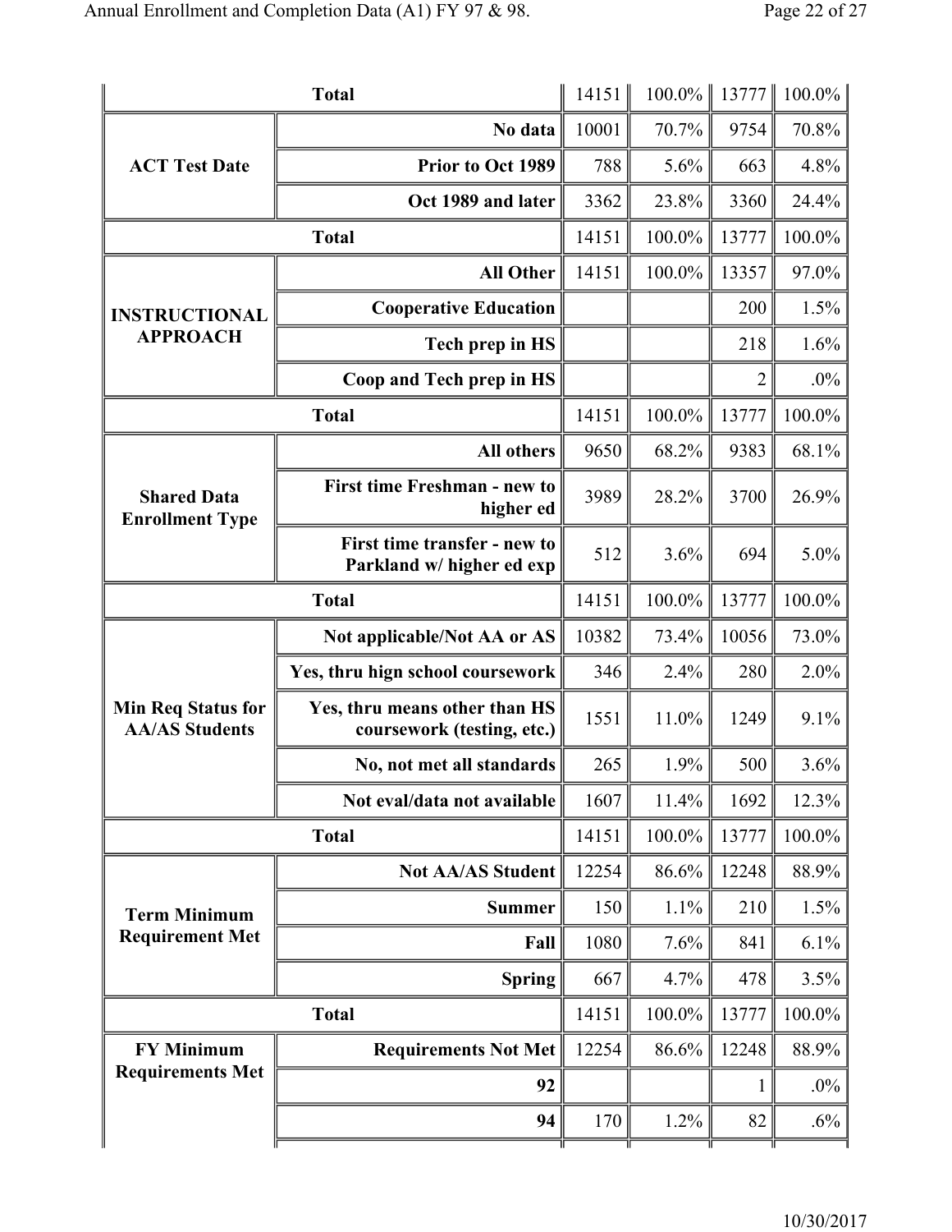| | | | | | |
|---|---|---|---|---|---|
| **Total** | | 14151 | 100.0% | 13777 | 100.0% |
| **ACT Test Date** | **No data** | 10001 | 70.7% | 9754 | 70.8% |
| | **Prior to Oct 1989** | 788 | 5.6% | 663 | 4.8% |
| | **Oct 1989 and later** | 3362 | 23.8% | 3360 | 24.4% |
| **Total** | | 14151 | 100.0% | 13777 | 100.0% |
| **INSTRUCTIONAL APPROACH** | **All Other** | 14151 | 100.0% | 13357 | 97.0% |
| | **Cooperative Education** | | | 200 | 1.5% |
| | **Tech prep in HS** | | | 218 | 1.6% |
| | **Coop and Tech prep in HS** | | | 2 | .0% |
| **Total** | | 14151 | 100.0% | 13777 | 100.0% |
| **Shared Data Enrollment Type** | **All others** | 9650 | 68.2% | 9383 | 68.1% |
| | **First time Freshman - new to higher ed** | 3989 | 28.2% | 3700 | 26.9% |
| | **First time transfer - new to Parkland w/ higher ed exp** | 512 | 3.6% | 694 | 5.0% |
| **Total** | | 14151 | 100.0% | 13777 | 100.0% |
| **Min Req Status for AA/AS Students** | **Not applicable/Not AA or AS** | 10382 | 73.4% | 10056 | 73.0% |
| | **Yes, thru hign school coursework** | 346 | 2.4% | 280 | 2.0% |
| | **Yes, thru means other than HS coursework (testing, etc.)** | 1551 | 11.0% | 1249 | 9.1% |
| | **No, not met all standards** | 265 | 1.9% | 500 | 3.6% |
| | **Not eval/data not available** | 1607 | 11.4% | 1692 | 12.3% |
| **Total** | | 14151 | 100.0% | 13777 | 100.0% |
| **Term Minimum Requirement Met** | **Not AA/AS Student** | 12254 | 86.6% | 12248 | 88.9% |
| | **Summer** | 150 | 1.1% | 210 | 1.5% |
| | **Fall** | 1080 | 7.6% | 841 | 6.1% |
| | **Spring** | 667 | 4.7% | 478 | 3.5% |
| **Total** | | 14151 | 100.0% | 13777 | 100.0% |
| **FY Minimum Requirements Met** | **Requirements Not Met** | 12254 | 86.6% | 12248 | 88.9% |
| | **92** | | | 1 | .0% |
| | **94** | 170 | 1.2% | 82 | .6% |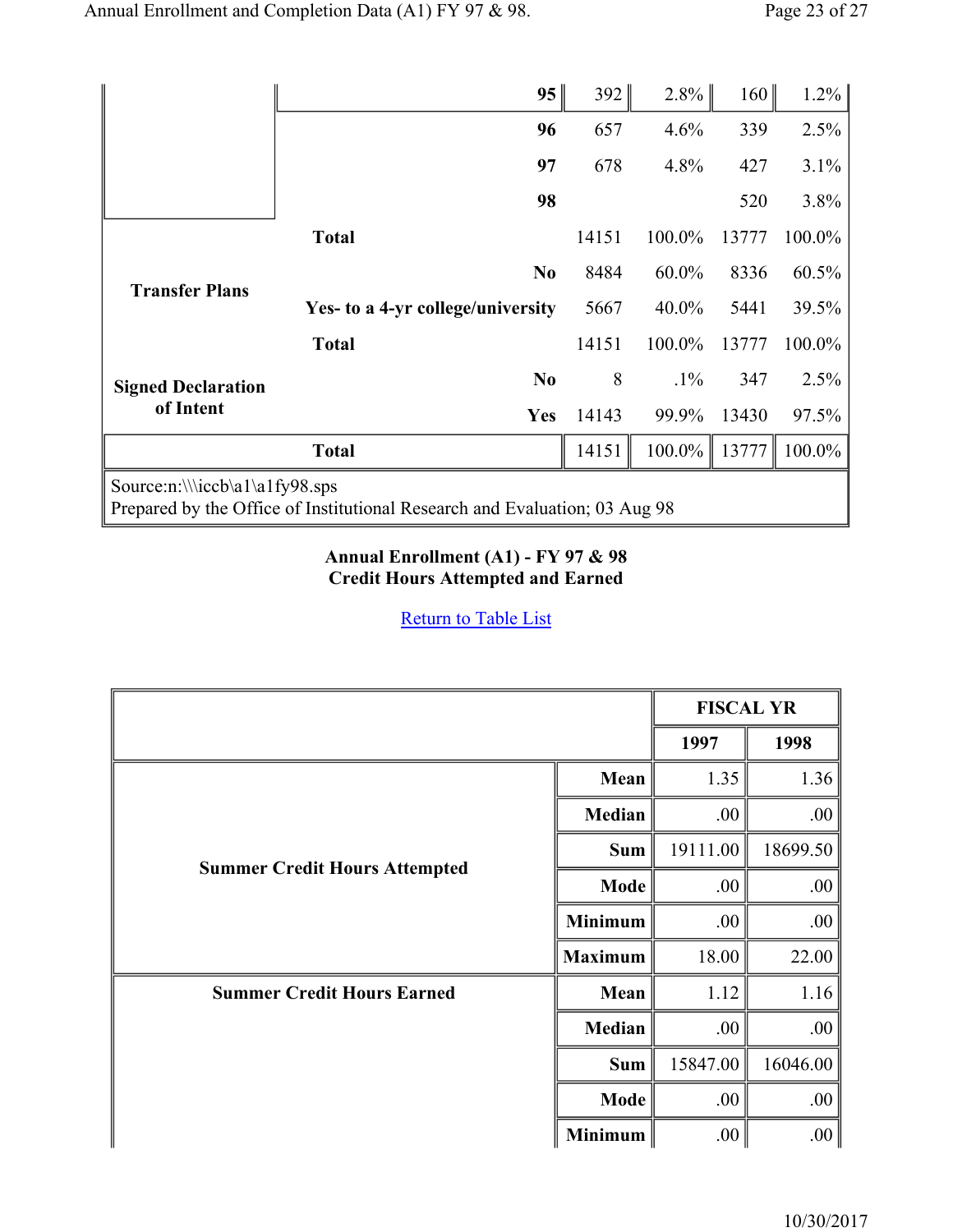| | | | | | |
|---|---|---|---|---|---|
| | 95 | 392 | 2.8% | 160 | 1.2% |
| | 96 | 657 | 4.6% | 339 | 2.5% |
| | 97 | 678 | 4.8% | 427 | 3.1% |
| | 98 | | | 520 | 3.8% |
| | **Total** | 14151 | 100.0% | 13777 | 100.0% |
| **Transfer Plans** | **No** | 8484 | 60.0% | 8336 | 60.5% |
| | **Yes- to a 4-yr college/university** | 5667 | 40.0% | 5441 | 39.5% |
| | **Total** | 14151 | 100.0% | 13777 | 100.0% |
| **Signed Declaration of Intent** | **No** | 8 | .1% | 347 | 2.5% |
| | **Yes** | 14143 | 99.9% | 13430 | 97.5% |
| | **Total** | 14151 | 100.0% | 13777 | 100.0% |

Source:n:\\\iccb\a1\a1fy98.sps
Prepared by the Office of Institutional Research and Evaluation; 03 Aug 98

### Annual Enrollment (A1) - FY 97 & 98
### Credit Hours Attempted and Earned

Return to Table List

| | | FISCAL YR | |
|---|---|---|---|
| | | **1997** | **1998** |
| **Summer Credit Hours Attempted** | **Mean** | 1.35 | 1.36 |
| | **Median** | .00 | .00 |
| | **Sum** | 19111.00 | 18699.50 |
| | **Mode** | .00 | .00 |
| | **Minimum** | .00 | .00 |
| | **Maximum** | 18.00 | 22.00 |
| **Summer Credit Hours Earned** | **Mean** | 1.12 | 1.16 |
| | **Median** | .00 | .00 |
| | **Sum** | 15847.00 | 16046.00 |
| | **Mode** | .00 | .00 |
| | **Minimum** | .00 | .00 |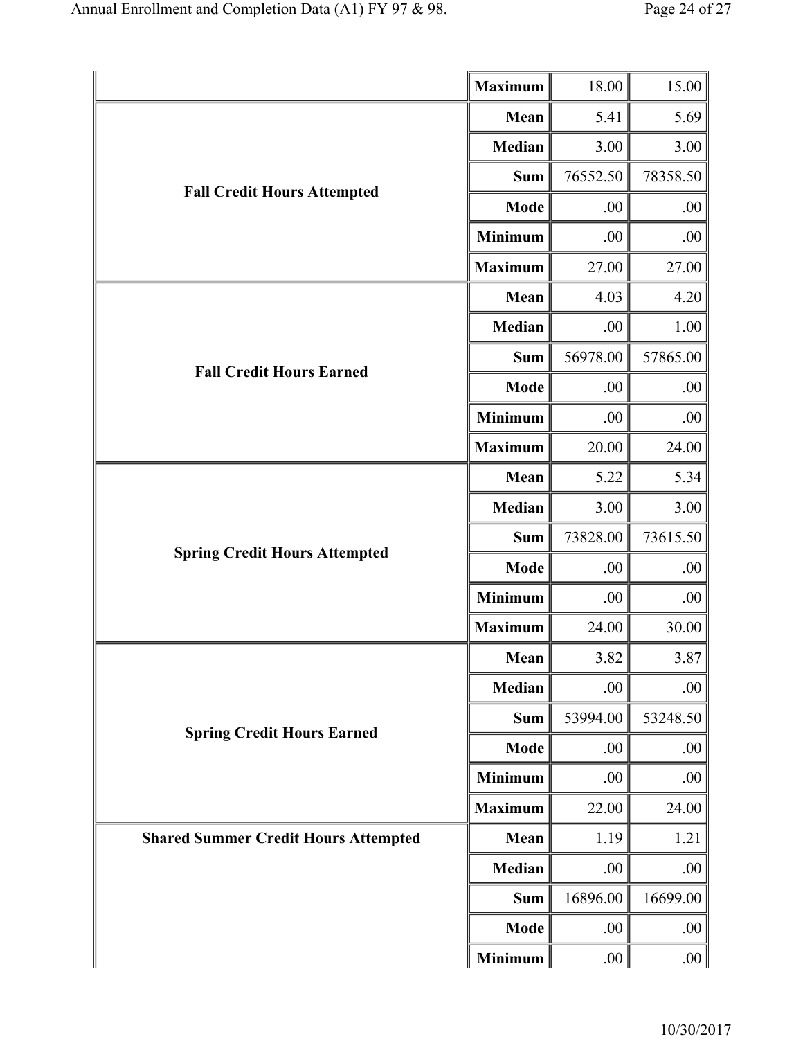| | | | |
|---|---|---|---|
| | Maximum | 18.00 | 15.00 |
| Fall Credit Hours Attempted | Mean | 5.41 | 5.69 |
| | Median | 3.00 | 3.00 |
| | Sum | 76552.50 | 78358.50 |
| | Mode | .00 | .00 |
| | Minimum | .00 | .00 |
| | Maximum | 27.00 | 27.00 |
| Fall Credit Hours Earned | Mean | 4.03 | 4.20 |
| | Median | .00 | 1.00 |
| | Sum | 56978.00 | 57865.00 |
| | Mode | .00 | .00 |
| | Minimum | .00 | .00 |
| | Maximum | 20.00 | 24.00 |
| Spring Credit Hours Attempted | Mean | 5.22 | 5.34 |
| | Median | 3.00 | 3.00 |
| | Sum | 73828.00 | 73615.50 |
| | Mode | .00 | .00 |
| | Minimum | .00 | .00 |
| | Maximum | 24.00 | 30.00 |
| Spring Credit Hours Earned | Mean | 3.82 | 3.87 |
| | Median | .00 | .00 |
| | Sum | 53994.00 | 53248.50 |
| | Mode | .00 | .00 |
| | Minimum | .00 | .00 |
| | Maximum | 22.00 | 24.00 |
| Shared Summer Credit Hours Attempted | Mean | 1.19 | 1.21 |
| | Median | .00 | .00 |
| | Sum | 16896.00 | 16699.00 |
| | Mode | .00 | .00 |
| | Minimum | .00 | .00 |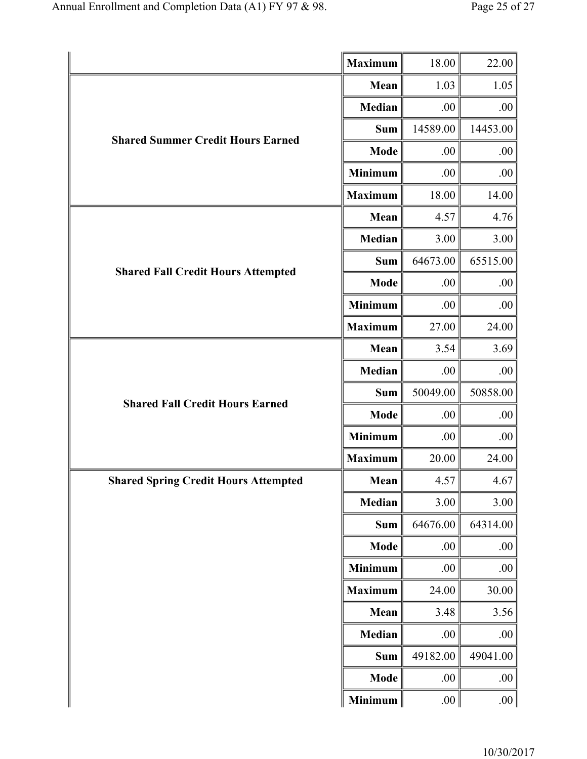| | | | |
|---|---|---|---|
| | Maximum | 18.00 | 22.00 |
| Shared Summer Credit Hours Earned | Mean | 1.03 | 1.05 |
| | Median | .00 | .00 |
| | Sum | 14589.00 | 14453.00 |
| | Mode | .00 | .00 |
| | Minimum | .00 | .00 |
| | Maximum | 18.00 | 14.00 |
| Shared Fall Credit Hours Attempted | Mean | 4.57 | 4.76 |
| | Median | 3.00 | 3.00 |
| | Sum | 64673.00 | 65515.00 |
| | Mode | .00 | .00 |
| | Minimum | .00 | .00 |
| | Maximum | 27.00 | 24.00 |
| Shared Fall Credit Hours Earned | Mean | 3.54 | 3.69 |
| | Median | .00 | .00 |
| | Sum | 50049.00 | 50858.00 |
| | Mode | .00 | .00 |
| | Minimum | .00 | .00 |
| | Maximum | 20.00 | 24.00 |
| Shared Spring Credit Hours Attempted | Mean | 4.57 | 4.67 |
| | Median | 3.00 | 3.00 |
| | Sum | 64676.00 | 64314.00 |
| | Mode | .00 | .00 |
| | Minimum | .00 | .00 |
| | Maximum | 24.00 | 30.00 |
| | Mean | 3.48 | 3.56 |
| | Median | .00 | .00 |
| | Sum | 49182.00 | 49041.00 |
| | Mode | .00 | .00 |
| | Minimum | .00 | .00 |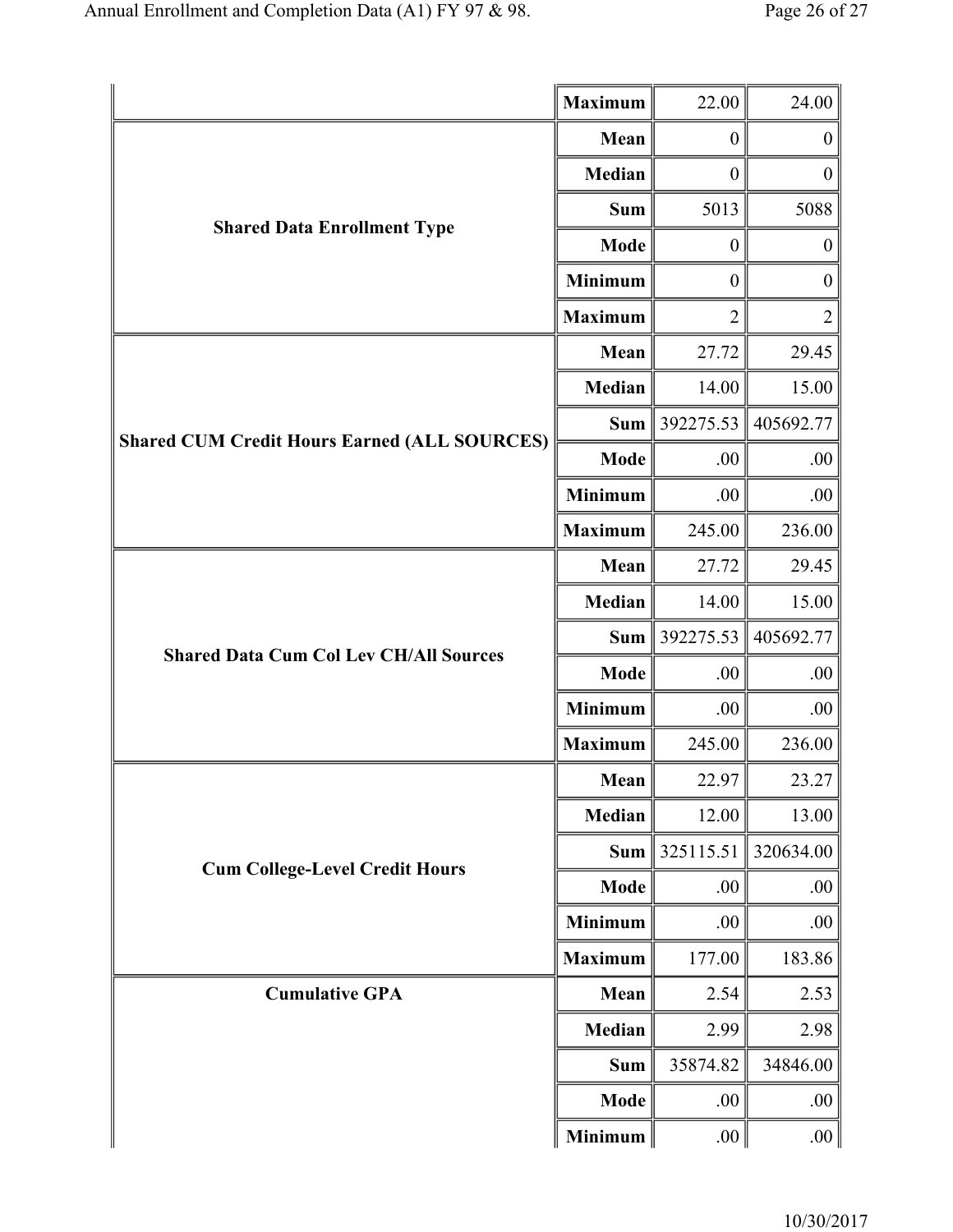| | | | |
|---|---|---|---|
| | **Maximum** | 22.00 | 24.00 |
| **Shared Data Enrollment Type** | **Mean** | 0 | 0 |
| | **Median** | 0 | 0 |
| | **Sum** | 5013 | 5088 |
| | **Mode** | 0 | 0 |
| | **Minimum** | 0 | 0 |
| | **Maximum** | 2 | 2 |
| **Shared CUM Credit Hours Earned (ALL SOURCES)** | **Mean** | 27.72 | 29.45 |
| | **Median** | 14.00 | 15.00 |
| | **Sum** | 392275.53 | 405692.77 |
| | **Mode** | .00 | .00 |
| | **Minimum** | .00 | .00 |
| | **Maximum** | 245.00 | 236.00 |
| **Shared Data Cum Col Lev CH/All Sources** | **Mean** | 27.72 | 29.45 |
| | **Median** | 14.00 | 15.00 |
| | **Sum** | 392275.53 | 405692.77 |
| | **Mode** | .00 | .00 |
| | **Minimum** | .00 | .00 |
| | **Maximum** | 245.00 | 236.00 |
| **Cum College-Level Credit Hours** | **Mean** | 22.97 | 23.27 |
| | **Median** | 12.00 | 13.00 |
| | **Sum** | 325115.51 | 320634.00 |
| | **Mode** | .00 | .00 |
| | **Minimum** | .00 | .00 |
| | **Maximum** | 177.00 | 183.86 |
| **Cumulative GPA** | **Mean** | 2.54 | 2.53 |
| | **Median** | 2.99 | 2.98 |
| | **Sum** | 35874.82 | 34846.00 |
| | **Mode** | .00 | .00 |
| | **Minimum** | .00 | .00 |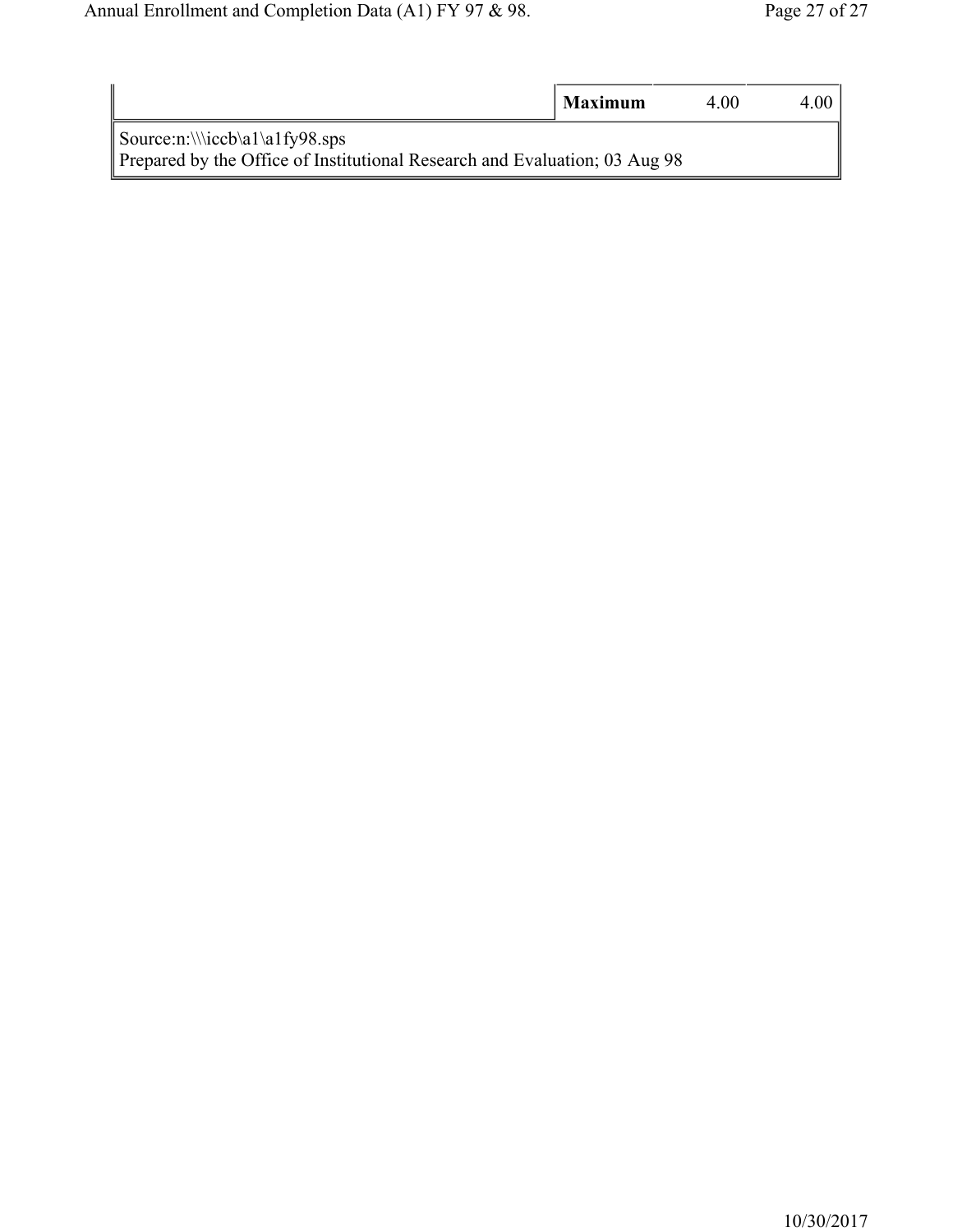| | | | |
|---|---|---|---|
| | **Maximum** | 4.00 | 4.00 |

Source:n:\\\iccb\a1\a1fy98.sps
Prepared by the Office of Institutional Research and Evaluation; 03 Aug 98